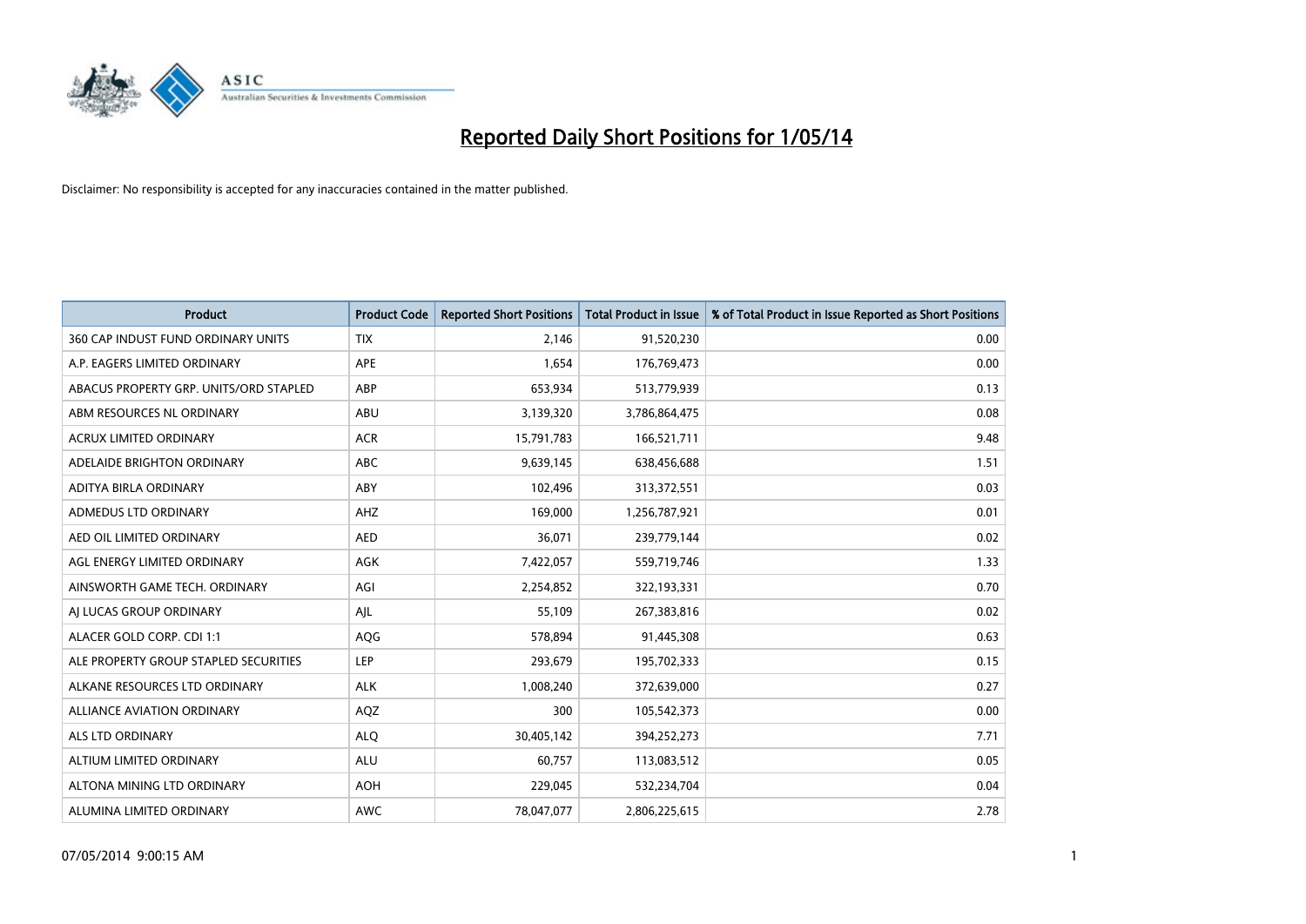# Reported Daily Short Positions for 1/05/14

Disclaimer: No responsibility is accepted for any inaccuracies contained in the matter published.

| Product | Product Code | Reported Short Positions | Total Product in Issue | % of Total Product in Issue Reported as Short Positions |
|---|---|---|---|---|
| 360 CAP INDUST FUND ORDINARY UNITS | TIX | 2,146 | 91,520,230 | 0.00 |
| A.P. EAGERS LIMITED ORDINARY | APE | 1,654 | 176,769,473 | 0.00 |
| ABACUS PROPERTY GRP. UNITS/ORD STAPLED | ABP | 653,934 | 513,779,939 | 0.13 |
| ABM RESOURCES NL ORDINARY | ABU | 3,139,320 | 3,786,864,475 | 0.08 |
| ACRUX LIMITED ORDINARY | ACR | 15,791,783 | 166,521,711 | 9.48 |
| ADELAIDE BRIGHTON ORDINARY | ABC | 9,639,145 | 638,456,688 | 1.51 |
| ADITYA BIRLA ORDINARY | ABY | 102,496 | 313,372,551 | 0.03 |
| ADMEDUS LTD ORDINARY | AHZ | 169,000 | 1,256,787,921 | 0.01 |
| AED OIL LIMITED ORDINARY | AED | 36,071 | 239,779,144 | 0.02 |
| AGL ENERGY LIMITED ORDINARY | AGK | 7,422,057 | 559,719,746 | 1.33 |
| AINSWORTH GAME TECH. ORDINARY | AGI | 2,254,852 | 322,193,331 | 0.70 |
| AJ LUCAS GROUP ORDINARY | AJL | 55,109 | 267,383,816 | 0.02 |
| ALACER GOLD CORP. CDI 1:1 | AQG | 578,894 | 91,445,308 | 0.63 |
| ALE PROPERTY GROUP STAPLED SECURITIES | LEP | 293,679 | 195,702,333 | 0.15 |
| ALKANE RESOURCES LTD ORDINARY | ALK | 1,008,240 | 372,639,000 | 0.27 |
| ALLIANCE AVIATION ORDINARY | AQZ | 300 | 105,542,373 | 0.00 |
| ALS LTD ORDINARY | ALQ | 30,405,142 | 394,252,273 | 7.71 |
| ALTIUM LIMITED ORDINARY | ALU | 60,757 | 113,083,512 | 0.05 |
| ALTONA MINING LTD ORDINARY | AOH | 229,045 | 532,234,704 | 0.04 |
| ALUMINA LIMITED ORDINARY | AWC | 78,047,077 | 2,806,225,615 | 2.78 |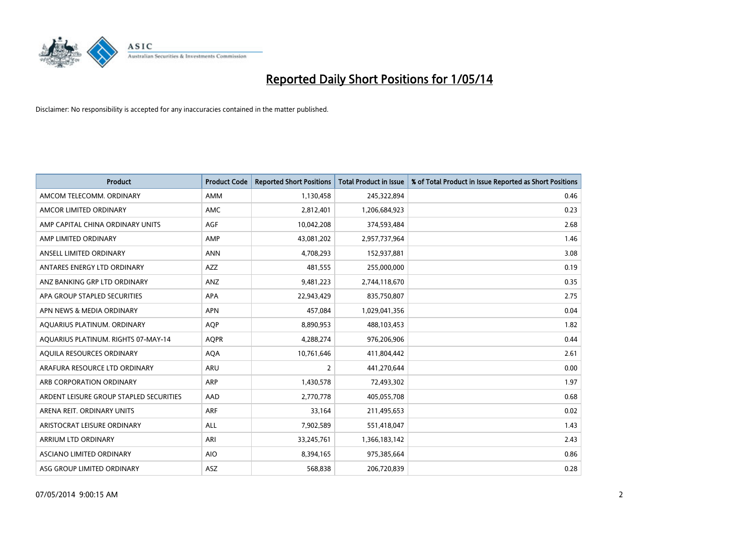# Reported Daily Short Positions for 1/05/14

Disclaimer: No responsibility is accepted for any inaccuracies contained in the matter published.

| Product | Product Code | Reported Short Positions | Total Product in Issue | % of Total Product in Issue Reported as Short Positions |
|---|---|---|---|---|
| AMCOM TELECOMM. ORDINARY | AMM | 1,130,458 | 245,322,894 | 0.46 |
| AMCOR LIMITED ORDINARY | AMC | 2,812,401 | 1,206,684,923 | 0.23 |
| AMP CAPITAL CHINA ORDINARY UNITS | AGF | 10,042,208 | 374,593,484 | 2.68 |
| AMP LIMITED ORDINARY | AMP | 43,081,202 | 2,957,737,964 | 1.46 |
| ANSELL LIMITED ORDINARY | ANN | 4,708,293 | 152,937,881 | 3.08 |
| ANTARES ENERGY LTD ORDINARY | AZZ | 481,555 | 255,000,000 | 0.19 |
| ANZ BANKING GRP LTD ORDINARY | ANZ | 9,481,223 | 2,744,118,670 | 0.35 |
| APA GROUP STAPLED SECURITIES | APA | 22,943,429 | 835,750,807 | 2.75 |
| APN NEWS & MEDIA ORDINARY | APN | 457,084 | 1,029,041,356 | 0.04 |
| AQUARIUS PLATINUM. ORDINARY | AQP | 8,890,953 | 488,103,453 | 1.82 |
| AQUARIUS PLATINUM. RIGHTS 07-MAY-14 | AQPR | 4,288,274 | 976,206,906 | 0.44 |
| AQUILA RESOURCES ORDINARY | AQA | 10,761,646 | 411,804,442 | 2.61 |
| ARAFURA RESOURCE LTD ORDINARY | ARU | 2 | 441,270,644 | 0.00 |
| ARB CORPORATION ORDINARY | ARP | 1,430,578 | 72,493,302 | 1.97 |
| ARDENT LEISURE GROUP STAPLED SECURITIES | AAD | 2,770,778 | 405,055,708 | 0.68 |
| ARENA REIT. ORDINARY UNITS | ARF | 33,164 | 211,495,653 | 0.02 |
| ARISTOCRAT LEISURE ORDINARY | ALL | 7,902,589 | 551,418,047 | 1.43 |
| ARRIUM LTD ORDINARY | ARI | 33,245,761 | 1,366,183,142 | 2.43 |
| ASCIANO LIMITED ORDINARY | AIO | 8,394,165 | 975,385,664 | 0.86 |
| ASG GROUP LIMITED ORDINARY | ASZ | 568,838 | 206,720,839 | 0.28 |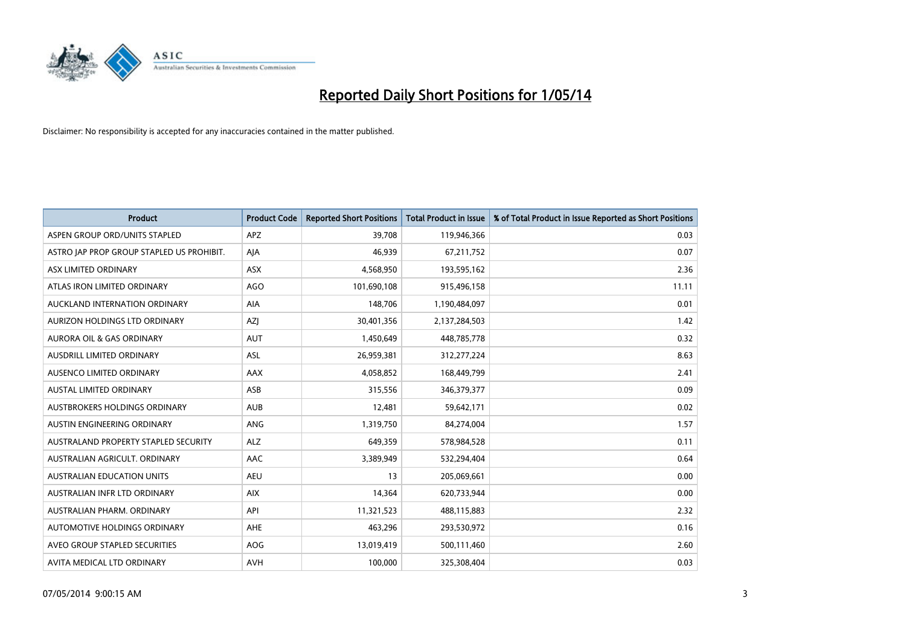# Reported Daily Short Positions for 1/05/14

Disclaimer: No responsibility is accepted for any inaccuracies contained in the matter published.

| Product | Product Code | Reported Short Positions | Total Product in Issue | % of Total Product in Issue Reported as Short Positions |
|---|---|---|---|---|
| ASPEN GROUP ORD/UNITS STAPLED | APZ | 39,708 | 119,946,366 | 0.03 |
| ASTRO JAP PROP GROUP STAPLED US PROHIBIT. | AJA | 46,939 | 67,211,752 | 0.07 |
| ASX LIMITED ORDINARY | ASX | 4,568,950 | 193,595,162 | 2.36 |
| ATLAS IRON LIMITED ORDINARY | AGO | 101,690,108 | 915,496,158 | 11.11 |
| AUCKLAND INTERNATION ORDINARY | AIA | 148,706 | 1,190,484,097 | 0.01 |
| AURIZON HOLDINGS LTD ORDINARY | AZJ | 30,401,356 | 2,137,284,503 | 1.42 |
| AURORA OIL & GAS ORDINARY | AUT | 1,450,649 | 448,785,778 | 0.32 |
| AUSDRILL LIMITED ORDINARY | ASL | 26,959,381 | 312,277,224 | 8.63 |
| AUSENCO LIMITED ORDINARY | AAX | 4,058,852 | 168,449,799 | 2.41 |
| AUSTAL LIMITED ORDINARY | ASB | 315,556 | 346,379,377 | 0.09 |
| AUSTBROKERS HOLDINGS ORDINARY | AUB | 12,481 | 59,642,171 | 0.02 |
| AUSTIN ENGINEERING ORDINARY | ANG | 1,319,750 | 84,274,004 | 1.57 |
| AUSTRALAND PROPERTY STAPLED SECURITY | ALZ | 649,359 | 578,984,528 | 0.11 |
| AUSTRALIAN AGRICULT. ORDINARY | AAC | 3,389,949 | 532,294,404 | 0.64 |
| AUSTRALIAN EDUCATION UNITS | AEU | 13 | 205,069,661 | 0.00 |
| AUSTRALIAN INFR LTD ORDINARY | AIX | 14,364 | 620,733,944 | 0.00 |
| AUSTRALIAN PHARM. ORDINARY | API | 11,321,523 | 488,115,883 | 2.32 |
| AUTOMOTIVE HOLDINGS ORDINARY | AHE | 463,296 | 293,530,972 | 0.16 |
| AVEO GROUP STAPLED SECURITIES | AOG | 13,019,419 | 500,111,460 | 2.60 |
| AVITA MEDICAL LTD ORDINARY | AVH | 100,000 | 325,308,404 | 0.03 |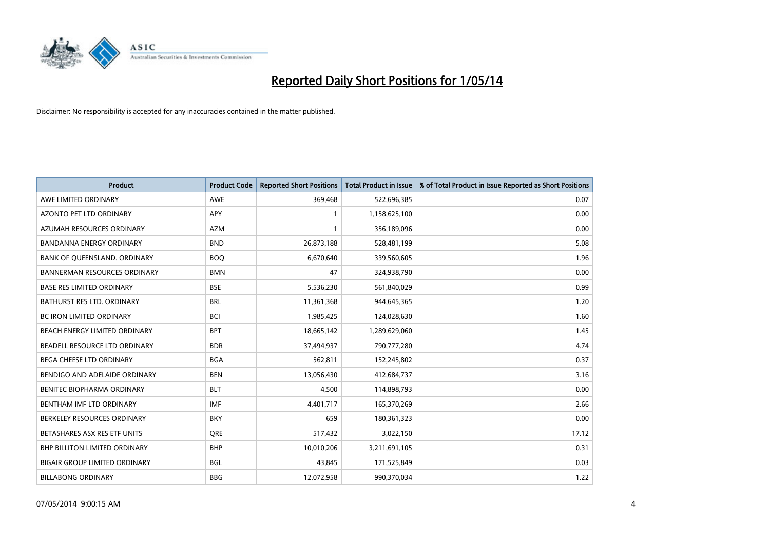# Reported Daily Short Positions for 1/05/14

Disclaimer: No responsibility is accepted for any inaccuracies contained in the matter published.

| Product | Product Code | Reported Short Positions | Total Product in Issue | % of Total Product in Issue Reported as Short Positions |
|---|---|---|---|---|
| AWE LIMITED ORDINARY | AWE | 369,468 | 522,696,385 | 0.07 |
| AZONTO PET LTD ORDINARY | APY | 1 | 1,158,625,100 | 0.00 |
| AZUMAH RESOURCES ORDINARY | AZM | 1 | 356,189,096 | 0.00 |
| BANDANNA ENERGY ORDINARY | BND | 26,873,188 | 528,481,199 | 5.08 |
| BANK OF QUEENSLAND. ORDINARY | BOQ | 6,670,640 | 339,560,605 | 1.96 |
| BANNERMAN RESOURCES ORDINARY | BMN | 47 | 324,938,790 | 0.00 |
| BASE RES LIMITED ORDINARY | BSE | 5,536,230 | 561,840,029 | 0.99 |
| BATHURST RES LTD. ORDINARY | BRL | 11,361,368 | 944,645,365 | 1.20 |
| BC IRON LIMITED ORDINARY | BCI | 1,985,425 | 124,028,630 | 1.60 |
| BEACH ENERGY LIMITED ORDINARY | BPT | 18,665,142 | 1,289,629,060 | 1.45 |
| BEADELL RESOURCE LTD ORDINARY | BDR | 37,494,937 | 790,777,280 | 4.74 |
| BEGA CHEESE LTD ORDINARY | BGA | 562,811 | 152,245,802 | 0.37 |
| BENDIGO AND ADELAIDE ORDINARY | BEN | 13,056,430 | 412,684,737 | 3.16 |
| BENITEC BIOPHARMA ORDINARY | BLT | 4,500 | 114,898,793 | 0.00 |
| BENTHAM IMF LTD ORDINARY | IMF | 4,401,717 | 165,370,269 | 2.66 |
| BERKELEY RESOURCES ORDINARY | BKY | 659 | 180,361,323 | 0.00 |
| BETASHARES ASX RES ETF UNITS | QRE | 517,432 | 3,022,150 | 17.12 |
| BHP BILLITON LIMITED ORDINARY | BHP | 10,010,206 | 3,211,691,105 | 0.31 |
| BIGAIR GROUP LIMITED ORDINARY | BGL | 43,845 | 171,525,849 | 0.03 |
| BILLABONG ORDINARY | BBG | 12,072,958 | 990,370,034 | 1.22 |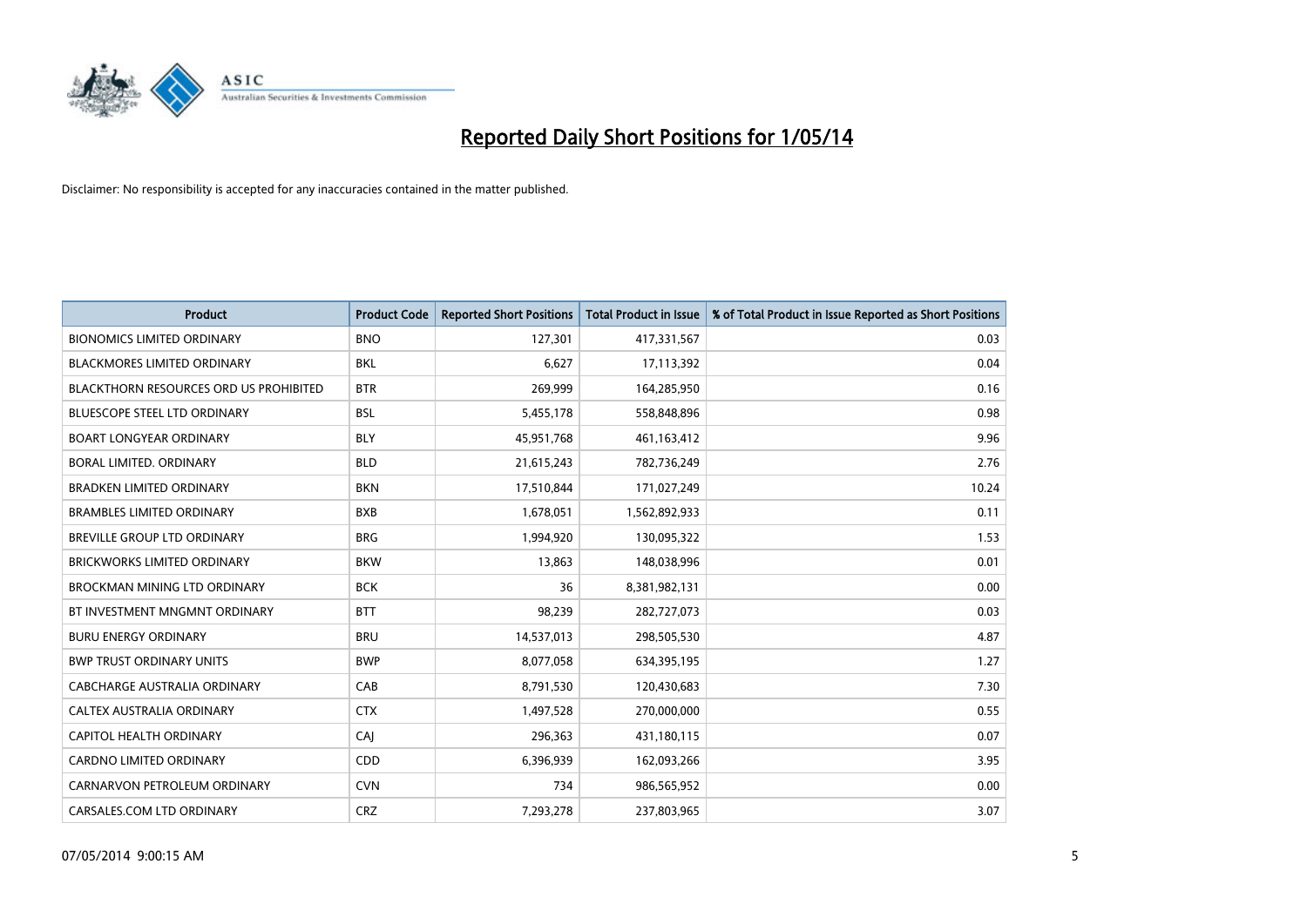# Reported Daily Short Positions for 1/05/14

Disclaimer: No responsibility is accepted for any inaccuracies contained in the matter published.

| Product | Product Code | Reported Short Positions | Total Product in Issue | % of Total Product in Issue Reported as Short Positions |
|---|---|---|---|---|
| BIONOMICS LIMITED ORDINARY | BNO | 127,301 | 417,331,567 | 0.03 |
| BLACKMORES LIMITED ORDINARY | BKL | 6,627 | 17,113,392 | 0.04 |
| BLACKTHORN RESOURCES ORD US PROHIBITED | BTR | 269,999 | 164,285,950 | 0.16 |
| BLUESCOPE STEEL LTD ORDINARY | BSL | 5,455,178 | 558,848,896 | 0.98 |
| BOART LONGYEAR ORDINARY | BLY | 45,951,768 | 461,163,412 | 9.96 |
| BORAL LIMITED. ORDINARY | BLD | 21,615,243 | 782,736,249 | 2.76 |
| BRADKEN LIMITED ORDINARY | BKN | 17,510,844 | 171,027,249 | 10.24 |
| BRAMBLES LIMITED ORDINARY | BXB | 1,678,051 | 1,562,892,933 | 0.11 |
| BREVILLE GROUP LTD ORDINARY | BRG | 1,994,920 | 130,095,322 | 1.53 |
| BRICKWORKS LIMITED ORDINARY | BKW | 13,863 | 148,038,996 | 0.01 |
| BROCKMAN MINING LTD ORDINARY | BCK | 36 | 8,381,982,131 | 0.00 |
| BT INVESTMENT MNGMNT ORDINARY | BTT | 98,239 | 282,727,073 | 0.03 |
| BURU ENERGY ORDINARY | BRU | 14,537,013 | 298,505,530 | 4.87 |
| BWP TRUST ORDINARY UNITS | BWP | 8,077,058 | 634,395,195 | 1.27 |
| CABCHARGE AUSTRALIA ORDINARY | CAB | 8,791,530 | 120,430,683 | 7.30 |
| CALTEX AUSTRALIA ORDINARY | CTX | 1,497,528 | 270,000,000 | 0.55 |
| CAPITOL HEALTH ORDINARY | CAJ | 296,363 | 431,180,115 | 0.07 |
| CARDNO LIMITED ORDINARY | CDD | 6,396,939 | 162,093,266 | 3.95 |
| CARNARVON PETROLEUM ORDINARY | CVN | 734 | 986,565,952 | 0.00 |
| CARSALES.COM LTD ORDINARY | CRZ | 7,293,278 | 237,803,965 | 3.07 |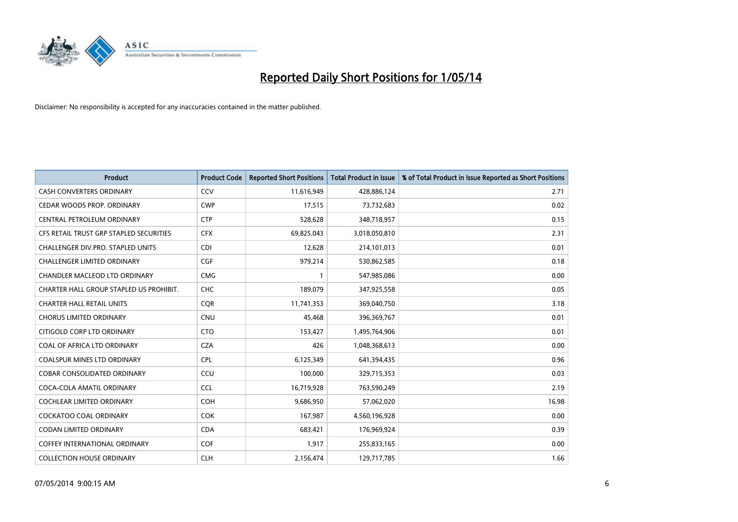# Reported Daily Short Positions for 1/05/14

Disclaimer: No responsibility is accepted for any inaccuracies contained in the matter published.

| Product | Product Code | Reported Short Positions | Total Product in Issue | % of Total Product in Issue Reported as Short Positions |
|---|---|---|---|---|
| CASH CONVERTERS ORDINARY | CCV | 11,616,949 | 428,886,124 | 2.71 |
| CEDAR WOODS PROP. ORDINARY | CWP | 17,515 | 73,732,683 | 0.02 |
| CENTRAL PETROLEUM ORDINARY | CTP | 528,628 | 348,718,957 | 0.15 |
| CFS RETAIL TRUST GRP STAPLED SECURITIES | CFX | 69,825,043 | 3,018,050,810 | 2.31 |
| CHALLENGER DIV.PRO. STAPLED UNITS | CDI | 12,628 | 214,101,013 | 0.01 |
| CHALLENGER LIMITED ORDINARY | CGF | 979,214 | 530,862,585 | 0.18 |
| CHANDLER MACLEOD LTD ORDINARY | CMG | 1 | 547,985,086 | 0.00 |
| CHARTER HALL GROUP STAPLED US PROHIBIT. | CHC | 189,079 | 347,925,558 | 0.05 |
| CHARTER HALL RETAIL UNITS | CQR | 11,741,353 | 369,040,750 | 3.18 |
| CHORUS LIMITED ORDINARY | CNU | 45,468 | 396,369,767 | 0.01 |
| CITIGOLD CORP LTD ORDINARY | CTO | 153,427 | 1,495,764,906 | 0.01 |
| COAL OF AFRICA LTD ORDINARY | CZA | 426 | 1,048,368,613 | 0.00 |
| COALSPUR MINES LTD ORDINARY | CPL | 6,125,349 | 641,394,435 | 0.96 |
| COBAR CONSOLIDATED ORDINARY | CCU | 100,000 | 329,715,353 | 0.03 |
| COCA-COLA AMATIL ORDINARY | CCL | 16,719,928 | 763,590,249 | 2.19 |
| COCHLEAR LIMITED ORDINARY | COH | 9,686,950 | 57,062,020 | 16.98 |
| COCKATOO COAL ORDINARY | COK | 167,987 | 4,560,196,928 | 0.00 |
| CODAN LIMITED ORDINARY | CDA | 683,421 | 176,969,924 | 0.39 |
| COFFEY INTERNATIONAL ORDINARY | COF | 1,917 | 255,833,165 | 0.00 |
| COLLECTION HOUSE ORDINARY | CLH | 2,156,474 | 129,717,785 | 1.66 |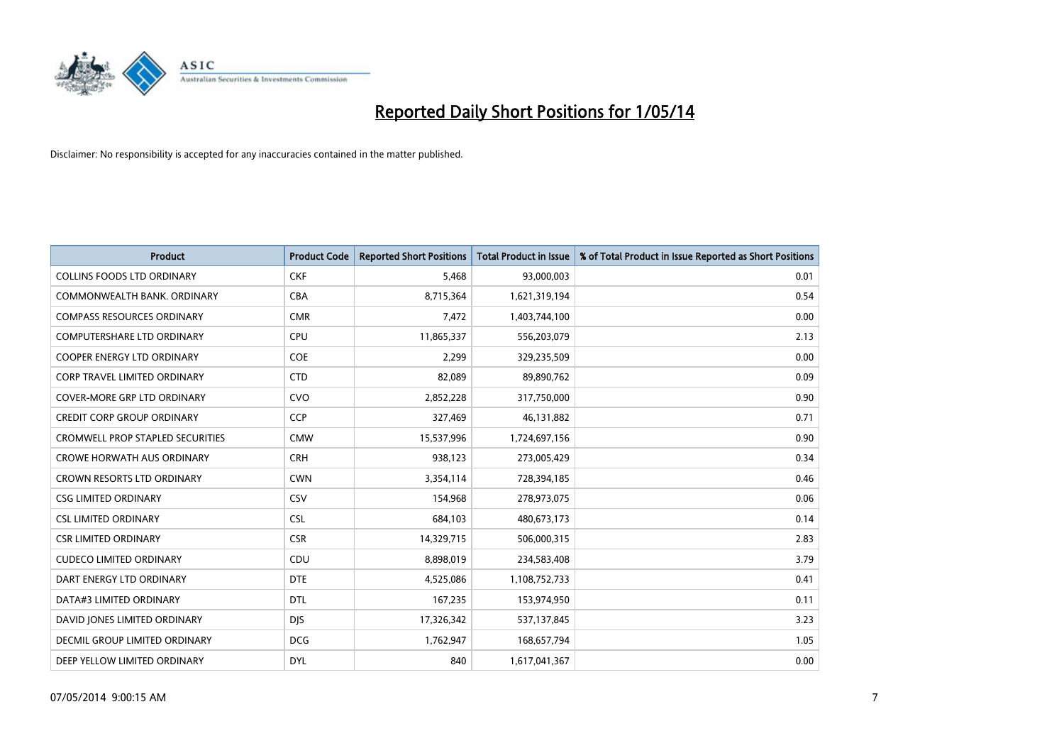# Reported Daily Short Positions for 1/05/14

Disclaimer: No responsibility is accepted for any inaccuracies contained in the matter published.

| Product | Product Code | Reported Short Positions | Total Product in Issue | % of Total Product in Issue Reported as Short Positions |
|---|---|---|---|---|
| COLLINS FOODS LTD ORDINARY | CKF | 5,468 | 93,000,003 | 0.01 |
| COMMONWEALTH BANK. ORDINARY | CBA | 8,715,364 | 1,621,319,194 | 0.54 |
| COMPASS RESOURCES ORDINARY | CMR | 7,472 | 1,403,744,100 | 0.00 |
| COMPUTERSHARE LTD ORDINARY | CPU | 11,865,337 | 556,203,079 | 2.13 |
| COOPER ENERGY LTD ORDINARY | COE | 2,299 | 329,235,509 | 0.00 |
| CORP TRAVEL LIMITED ORDINARY | CTD | 82,089 | 89,890,762 | 0.09 |
| COVER-MORE GRP LTD ORDINARY | CVO | 2,852,228 | 317,750,000 | 0.90 |
| CREDIT CORP GROUP ORDINARY | CCP | 327,469 | 46,131,882 | 0.71 |
| CROMWELL PROP STAPLED SECURITIES | CMW | 15,537,996 | 1,724,697,156 | 0.90 |
| CROWE HORWATH AUS ORDINARY | CRH | 938,123 | 273,005,429 | 0.34 |
| CROWN RESORTS LTD ORDINARY | CWN | 3,354,114 | 728,394,185 | 0.46 |
| CSG LIMITED ORDINARY | CSV | 154,968 | 278,973,075 | 0.06 |
| CSL LIMITED ORDINARY | CSL | 684,103 | 480,673,173 | 0.14 |
| CSR LIMITED ORDINARY | CSR | 14,329,715 | 506,000,315 | 2.83 |
| CUDECO LIMITED ORDINARY | CDU | 8,898,019 | 234,583,408 | 3.79 |
| DART ENERGY LTD ORDINARY | DTE | 4,525,086 | 1,108,752,733 | 0.41 |
| DATA#3 LIMITED ORDINARY | DTL | 167,235 | 153,974,950 | 0.11 |
| DAVID JONES LIMITED ORDINARY | DJS | 17,326,342 | 537,137,845 | 3.23 |
| DECMIL GROUP LIMITED ORDINARY | DCG | 1,762,947 | 168,657,794 | 1.05 |
| DEEP YELLOW LIMITED ORDINARY | DYL | 840 | 1,617,041,367 | 0.00 |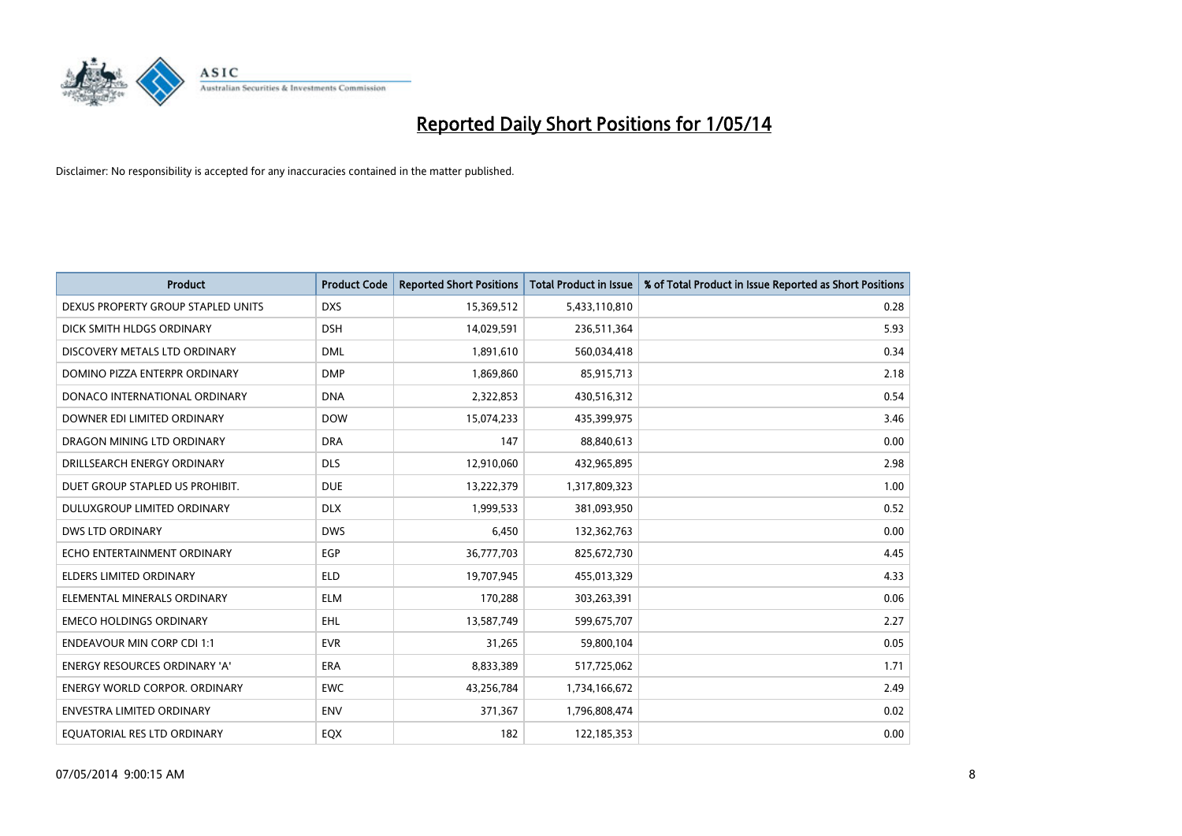# Reported Daily Short Positions for 1/05/14

Disclaimer: No responsibility is accepted for any inaccuracies contained in the matter published.

| Product | Product Code | Reported Short Positions | Total Product in Issue | % of Total Product in Issue Reported as Short Positions |
|---|---|---|---|---|
| DEXUS PROPERTY GROUP STAPLED UNITS | DXS | 15,369,512 | 5,433,110,810 | 0.28 |
| DICK SMITH HLDGS ORDINARY | DSH | 14,029,591 | 236,511,364 | 5.93 |
| DISCOVERY METALS LTD ORDINARY | DML | 1,891,610 | 560,034,418 | 0.34 |
| DOMINO PIZZA ENTERPR ORDINARY | DMP | 1,869,860 | 85,915,713 | 2.18 |
| DONACO INTERNATIONAL ORDINARY | DNA | 2,322,853 | 430,516,312 | 0.54 |
| DOWNER EDI LIMITED ORDINARY | DOW | 15,074,233 | 435,399,975 | 3.46 |
| DRAGON MINING LTD ORDINARY | DRA | 147 | 88,840,613 | 0.00 |
| DRILLSEARCH ENERGY ORDINARY | DLS | 12,910,060 | 432,965,895 | 2.98 |
| DUET GROUP STAPLED US PROHIBIT. | DUE | 13,222,379 | 1,317,809,323 | 1.00 |
| DULUXGROUP LIMITED ORDINARY | DLX | 1,999,533 | 381,093,950 | 0.52 |
| DWS LTD ORDINARY | DWS | 6,450 | 132,362,763 | 0.00 |
| ECHO ENTERTAINMENT ORDINARY | EGP | 36,777,703 | 825,672,730 | 4.45 |
| ELDERS LIMITED ORDINARY | ELD | 19,707,945 | 455,013,329 | 4.33 |
| ELEMENTAL MINERALS ORDINARY | ELM | 170,288 | 303,263,391 | 0.06 |
| EMECO HOLDINGS ORDINARY | EHL | 13,587,749 | 599,675,707 | 2.27 |
| ENDEAVOUR MIN CORP CDI 1:1 | EVR | 31,265 | 59,800,104 | 0.05 |
| ENERGY RESOURCES ORDINARY 'A' | ERA | 8,833,389 | 517,725,062 | 1.71 |
| ENERGY WORLD CORPOR. ORDINARY | EWC | 43,256,784 | 1,734,166,672 | 2.49 |
| ENVESTRA LIMITED ORDINARY | ENV | 371,367 | 1,796,808,474 | 0.02 |
| EQUATORIAL RES LTD ORDINARY | EQX | 182 | 122,185,353 | 0.00 |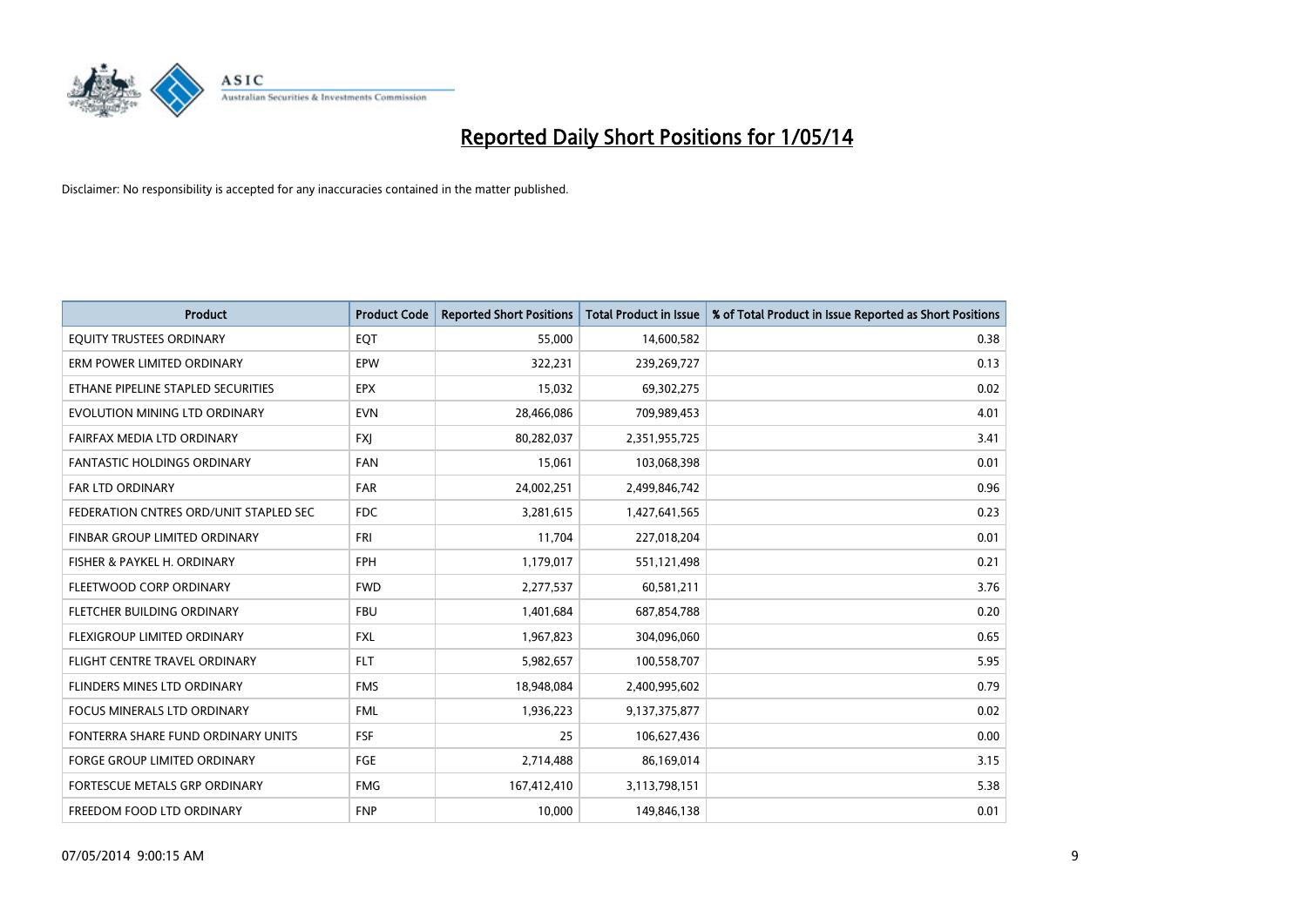# Reported Daily Short Positions for 1/05/14

Disclaimer: No responsibility is accepted for any inaccuracies contained in the matter published.

| Product | Product Code | Reported Short Positions | Total Product in Issue | % of Total Product in Issue Reported as Short Positions |
|---|---|---|---|---|
| EQUITY TRUSTEES ORDINARY | EQT | 55,000 | 14,600,582 | 0.38 |
| ERM POWER LIMITED ORDINARY | EPW | 322,231 | 239,269,727 | 0.13 |
| ETHANE PIPELINE STAPLED SECURITIES | EPX | 15,032 | 69,302,275 | 0.02 |
| EVOLUTION MINING LTD ORDINARY | EVN | 28,466,086 | 709,989,453 | 4.01 |
| FAIRFAX MEDIA LTD ORDINARY | FXJ | 80,282,037 | 2,351,955,725 | 3.41 |
| FANTASTIC HOLDINGS ORDINARY | FAN | 15,061 | 103,068,398 | 0.01 |
| FAR LTD ORDINARY | FAR | 24,002,251 | 2,499,846,742 | 0.96 |
| FEDERATION CNTRES ORD/UNIT STAPLED SEC | FDC | 3,281,615 | 1,427,641,565 | 0.23 |
| FINBAR GROUP LIMITED ORDINARY | FRI | 11,704 | 227,018,204 | 0.01 |
| FISHER & PAYKEL H. ORDINARY | FPH | 1,179,017 | 551,121,498 | 0.21 |
| FLEETWOOD CORP ORDINARY | FWD | 2,277,537 | 60,581,211 | 3.76 |
| FLETCHER BUILDING ORDINARY | FBU | 1,401,684 | 687,854,788 | 0.20 |
| FLEXIGROUP LIMITED ORDINARY | FXL | 1,967,823 | 304,096,060 | 0.65 |
| FLIGHT CENTRE TRAVEL ORDINARY | FLT | 5,982,657 | 100,558,707 | 5.95 |
| FLINDERS MINES LTD ORDINARY | FMS | 18,948,084 | 2,400,995,602 | 0.79 |
| FOCUS MINERALS LTD ORDINARY | FML | 1,936,223 | 9,137,375,877 | 0.02 |
| FONTERRA SHARE FUND ORDINARY UNITS | FSF | 25 | 106,627,436 | 0.00 |
| FORGE GROUP LIMITED ORDINARY | FGE | 2,714,488 | 86,169,014 | 3.15 |
| FORTESCUE METALS GRP ORDINARY | FMG | 167,412,410 | 3,113,798,151 | 5.38 |
| FREEDOM FOOD LTD ORDINARY | FNP | 10,000 | 149,846,138 | 0.01 |

07/05/2014 9:00:15 AM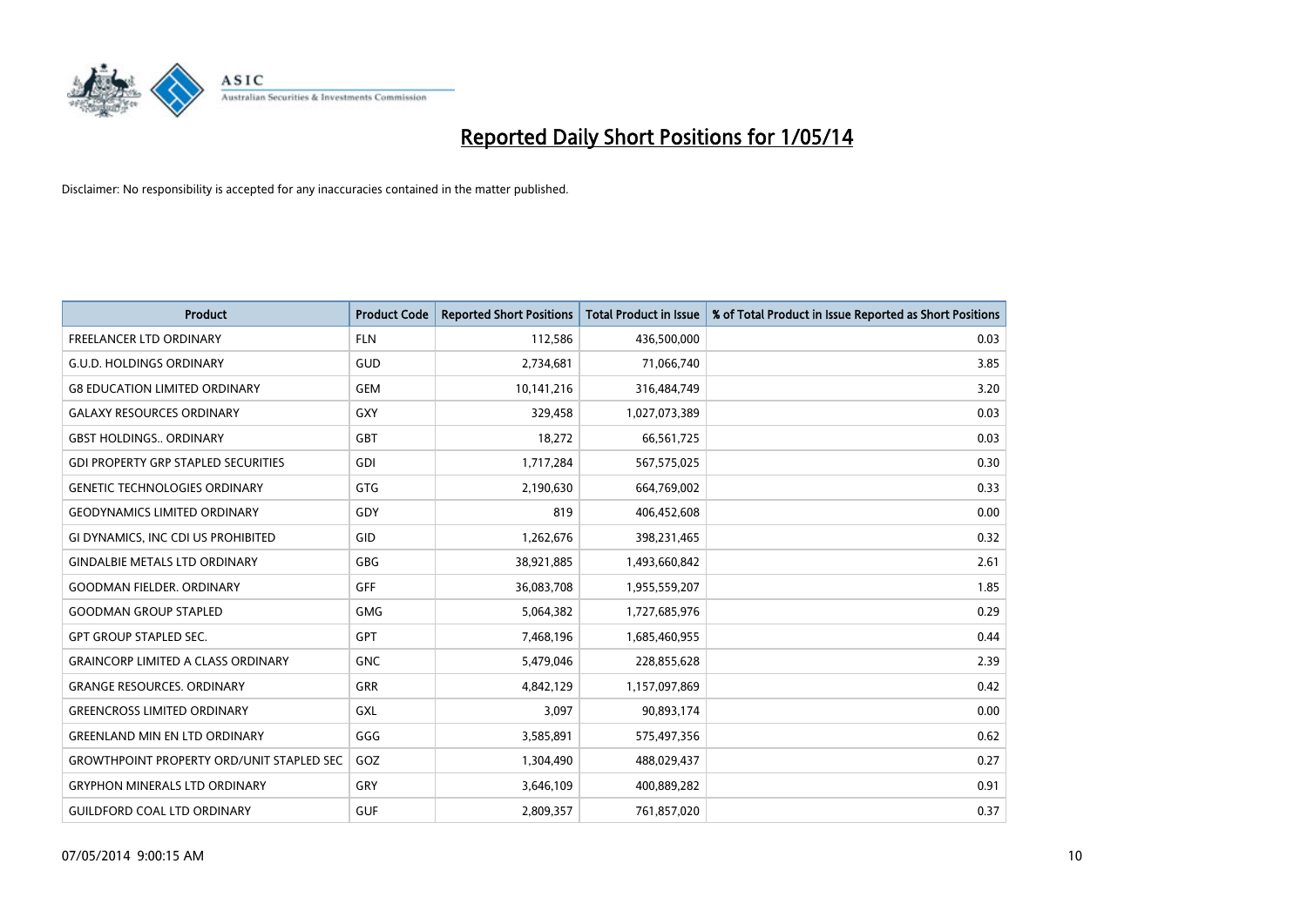# Reported Daily Short Positions for 1/05/14

Disclaimer: No responsibility is accepted for any inaccuracies contained in the matter published.

| Product | Product Code | Reported Short Positions | Total Product in Issue | % of Total Product in Issue Reported as Short Positions |
|---|---|---|---|---|
| FREELANCER LTD ORDINARY | FLN | 112,586 | 436,500,000 | 0.03 |
| G.U.D. HOLDINGS ORDINARY | GUD | 2,734,681 | 71,066,740 | 3.85 |
| G8 EDUCATION LIMITED ORDINARY | GEM | 10,141,216 | 316,484,749 | 3.20 |
| GALAXY RESOURCES ORDINARY | GXY | 329,458 | 1,027,073,389 | 0.03 |
| GBST HOLDINGS.. ORDINARY | GBT | 18,272 | 66,561,725 | 0.03 |
| GDI PROPERTY GRP STAPLED SECURITIES | GDI | 1,717,284 | 567,575,025 | 0.30 |
| GENETIC TECHNOLOGIES ORDINARY | GTG | 2,190,630 | 664,769,002 | 0.33 |
| GEODYNAMICS LIMITED ORDINARY | GDY | 819 | 406,452,608 | 0.00 |
| GI DYNAMICS, INC CDI US PROHIBITED | GID | 1,262,676 | 398,231,465 | 0.32 |
| GINDALBIE METALS LTD ORDINARY | GBG | 38,921,885 | 1,493,660,842 | 2.61 |
| GOODMAN FIELDER. ORDINARY | GFF | 36,083,708 | 1,955,559,207 | 1.85 |
| GOODMAN GROUP STAPLED | GMG | 5,064,382 | 1,727,685,976 | 0.29 |
| GPT GROUP STAPLED SEC. | GPT | 7,468,196 | 1,685,460,955 | 0.44 |
| GRAINCORP LIMITED A CLASS ORDINARY | GNC | 5,479,046 | 228,855,628 | 2.39 |
| GRANGE RESOURCES. ORDINARY | GRR | 4,842,129 | 1,157,097,869 | 0.42 |
| GREENCROSS LIMITED ORDINARY | GXL | 3,097 | 90,893,174 | 0.00 |
| GREENLAND MIN EN LTD ORDINARY | GGG | 3,585,891 | 575,497,356 | 0.62 |
| GROWTHPOINT PROPERTY ORD/UNIT STAPLED SEC | GOZ | 1,304,490 | 488,029,437 | 0.27 |
| GRYPHON MINERALS LTD ORDINARY | GRY | 3,646,109 | 400,889,282 | 0.91 |
| GUILDFORD COAL LTD ORDINARY | GUF | 2,809,357 | 761,857,020 | 0.37 |

07/05/2014 9:00:15 AM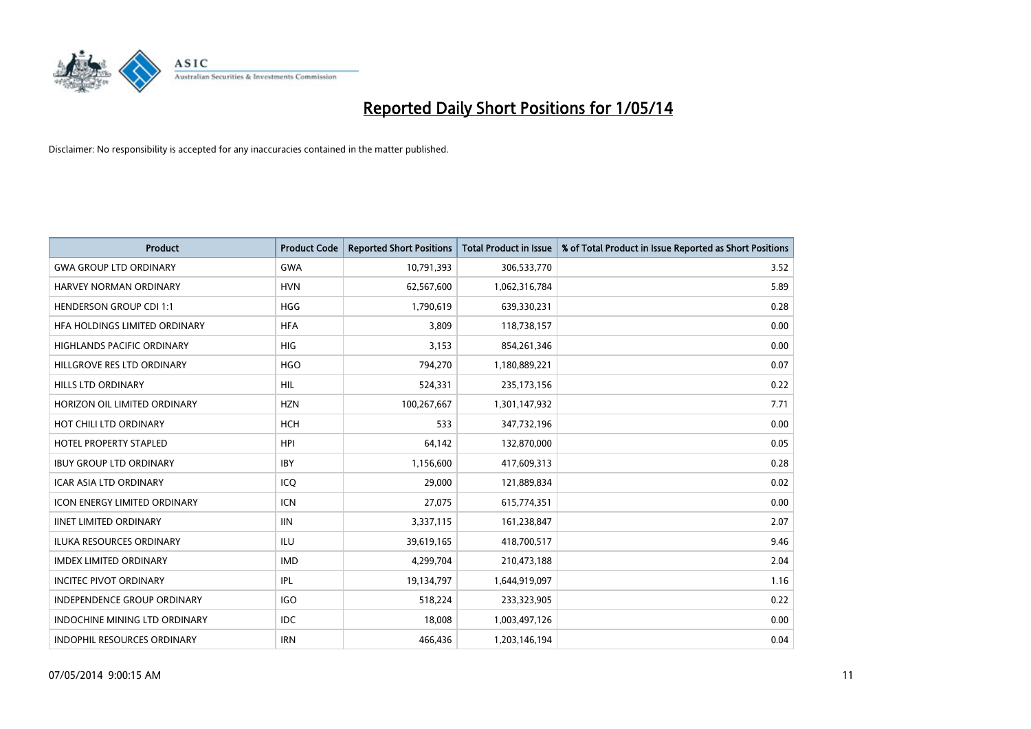# Reported Daily Short Positions for 1/05/14

Disclaimer: No responsibility is accepted for any inaccuracies contained in the matter published.

| Product | Product Code | Reported Short Positions | Total Product in Issue | % of Total Product in Issue Reported as Short Positions |
|---|---|---|---|---|
| GWA GROUP LTD ORDINARY | GWA | 10,791,393 | 306,533,770 | 3.52 |
| HARVEY NORMAN ORDINARY | HVN | 62,567,600 | 1,062,316,784 | 5.89 |
| HENDERSON GROUP CDI 1:1 | HGG | 1,790,619 | 639,330,231 | 0.28 |
| HFA HOLDINGS LIMITED ORDINARY | HFA | 3,809 | 118,738,157 | 0.00 |
| HIGHLANDS PACIFIC ORDINARY | HIG | 3,153 | 854,261,346 | 0.00 |
| HILLGROVE RES LTD ORDINARY | HGO | 794,270 | 1,180,889,221 | 0.07 |
| HILLS LTD ORDINARY | HIL | 524,331 | 235,173,156 | 0.22 |
| HORIZON OIL LIMITED ORDINARY | HZN | 100,267,667 | 1,301,147,932 | 7.71 |
| HOT CHILI LTD ORDINARY | HCH | 533 | 347,732,196 | 0.00 |
| HOTEL PROPERTY STAPLED | HPI | 64,142 | 132,870,000 | 0.05 |
| IBUY GROUP LTD ORDINARY | IBY | 1,156,600 | 417,609,313 | 0.28 |
| ICAR ASIA LTD ORDINARY | ICQ | 29,000 | 121,889,834 | 0.02 |
| ICON ENERGY LIMITED ORDINARY | ICN | 27,075 | 615,774,351 | 0.00 |
| IINET LIMITED ORDINARY | IIN | 3,337,115 | 161,238,847 | 2.07 |
| ILUKA RESOURCES ORDINARY | ILU | 39,619,165 | 418,700,517 | 9.46 |
| IMDEX LIMITED ORDINARY | IMD | 4,299,704 | 210,473,188 | 2.04 |
| INCITEC PIVOT ORDINARY | IPL | 19,134,797 | 1,644,919,097 | 1.16 |
| INDEPENDENCE GROUP ORDINARY | IGO | 518,224 | 233,323,905 | 0.22 |
| INDOCHINE MINING LTD ORDINARY | IDC | 18,008 | 1,003,497,126 | 0.00 |
| INDOPHIL RESOURCES ORDINARY | IRN | 466,436 | 1,203,146,194 | 0.04 |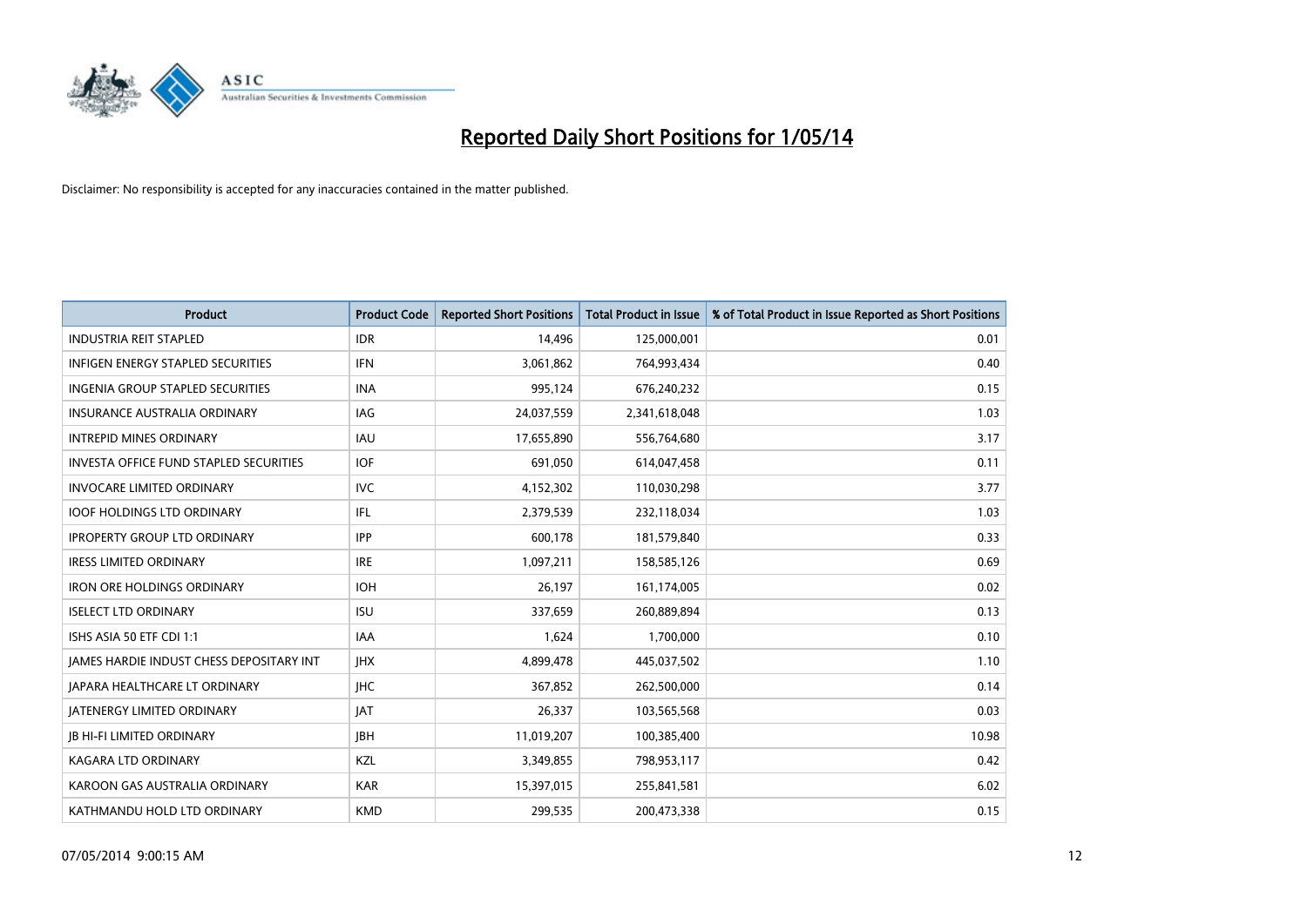# Reported Daily Short Positions for 1/05/14

Disclaimer: No responsibility is accepted for any inaccuracies contained in the matter published.

| Product | Product Code | Reported Short Positions | Total Product in Issue | % of Total Product in Issue Reported as Short Positions |
|---|---|---|---|---|
| INDUSTRIA REIT STAPLED | IDR | 14,496 | 125,000,001 | 0.01 |
| INFIGEN ENERGY STAPLED SECURITIES | IFN | 3,061,862 | 764,993,434 | 0.40 |
| INGENIA GROUP STAPLED SECURITIES | INA | 995,124 | 676,240,232 | 0.15 |
| INSURANCE AUSTRALIA ORDINARY | IAG | 24,037,559 | 2,341,618,048 | 1.03 |
| INTREPID MINES ORDINARY | IAU | 17,655,890 | 556,764,680 | 3.17 |
| INVESTA OFFICE FUND STAPLED SECURITIES | IOF | 691,050 | 614,047,458 | 0.11 |
| INVOCARE LIMITED ORDINARY | IVC | 4,152,302 | 110,030,298 | 3.77 |
| IOOF HOLDINGS LTD ORDINARY | IFL | 2,379,539 | 232,118,034 | 1.03 |
| IPROPERTY GROUP LTD ORDINARY | IPP | 600,178 | 181,579,840 | 0.33 |
| IRESS LIMITED ORDINARY | IRE | 1,097,211 | 158,585,126 | 0.69 |
| IRON ORE HOLDINGS ORDINARY | IOH | 26,197 | 161,174,005 | 0.02 |
| ISELECT LTD ORDINARY | ISU | 337,659 | 260,889,894 | 0.13 |
| ISHS ASIA 50 ETF CDI 1:1 | IAA | 1,624 | 1,700,000 | 0.10 |
| JAMES HARDIE INDUST CHESS DEPOSITARY INT | JHX | 4,899,478 | 445,037,502 | 1.10 |
| JAPARA HEALTHCARE LT ORDINARY | JHC | 367,852 | 262,500,000 | 0.14 |
| JATENERGY LIMITED ORDINARY | JAT | 26,337 | 103,565,568 | 0.03 |
| JB HI-FI LIMITED ORDINARY | JBH | 11,019,207 | 100,385,400 | 10.98 |
| KAGARA LTD ORDINARY | KZL | 3,349,855 | 798,953,117 | 0.42 |
| KAROON GAS AUSTRALIA ORDINARY | KAR | 15,397,015 | 255,841,581 | 6.02 |
| KATHMANDU HOLD LTD ORDINARY | KMD | 299,535 | 200,473,338 | 0.15 |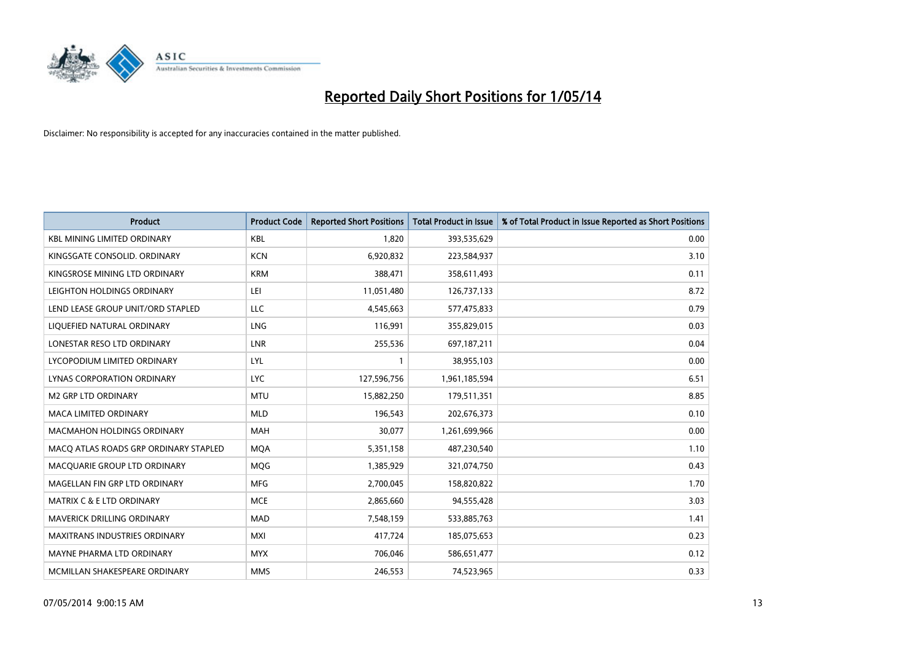# Reported Daily Short Positions for 1/05/14

Disclaimer: No responsibility is accepted for any inaccuracies contained in the matter published.

| Product | Product Code | Reported Short Positions | Total Product in Issue | % of Total Product in Issue Reported as Short Positions |
|---|---|---|---|---|
| KBL MINING LIMITED ORDINARY | KBL | 1,820 | 393,535,629 | 0.00 |
| KINGSGATE CONSOLID. ORDINARY | KCN | 6,920,832 | 223,584,937 | 3.10 |
| KINGSROSE MINING LTD ORDINARY | KRM | 388,471 | 358,611,493 | 0.11 |
| LEIGHTON HOLDINGS ORDINARY | LEI | 11,051,480 | 126,737,133 | 8.72 |
| LEND LEASE GROUP UNIT/ORD STAPLED | LLC | 4,545,663 | 577,475,833 | 0.79 |
| LIQUEFIED NATURAL ORDINARY | LNG | 116,991 | 355,829,015 | 0.03 |
| LONESTAR RESO LTD ORDINARY | LNR | 255,536 | 697,187,211 | 0.04 |
| LYCOPODIUM LIMITED ORDINARY | LYL | 1 | 38,955,103 | 0.00 |
| LYNAS CORPORATION ORDINARY | LYC | 127,596,756 | 1,961,185,594 | 6.51 |
| M2 GRP LTD ORDINARY | MTU | 15,882,250 | 179,511,351 | 8.85 |
| MACA LIMITED ORDINARY | MLD | 196,543 | 202,676,373 | 0.10 |
| MACMAHON HOLDINGS ORDINARY | MAH | 30,077 | 1,261,699,966 | 0.00 |
| MACQ ATLAS ROADS GRP ORDINARY STAPLED | MQA | 5,351,158 | 487,230,540 | 1.10 |
| MACQUARIE GROUP LTD ORDINARY | MQG | 1,385,929 | 321,074,750 | 0.43 |
| MAGELLAN FIN GRP LTD ORDINARY | MFG | 2,700,045 | 158,820,822 | 1.70 |
| MATRIX C & E LTD ORDINARY | MCE | 2,865,660 | 94,555,428 | 3.03 |
| MAVERICK DRILLING ORDINARY | MAD | 7,548,159 | 533,885,763 | 1.41 |
| MAXITRANS INDUSTRIES ORDINARY | MXI | 417,724 | 185,075,653 | 0.23 |
| MAYNE PHARMA LTD ORDINARY | MYX | 706,046 | 586,651,477 | 0.12 |
| MCMILLAN SHAKESPEARE ORDINARY | MMS | 246,553 | 74,523,965 | 0.33 |

07/05/2014 9:00:15 AM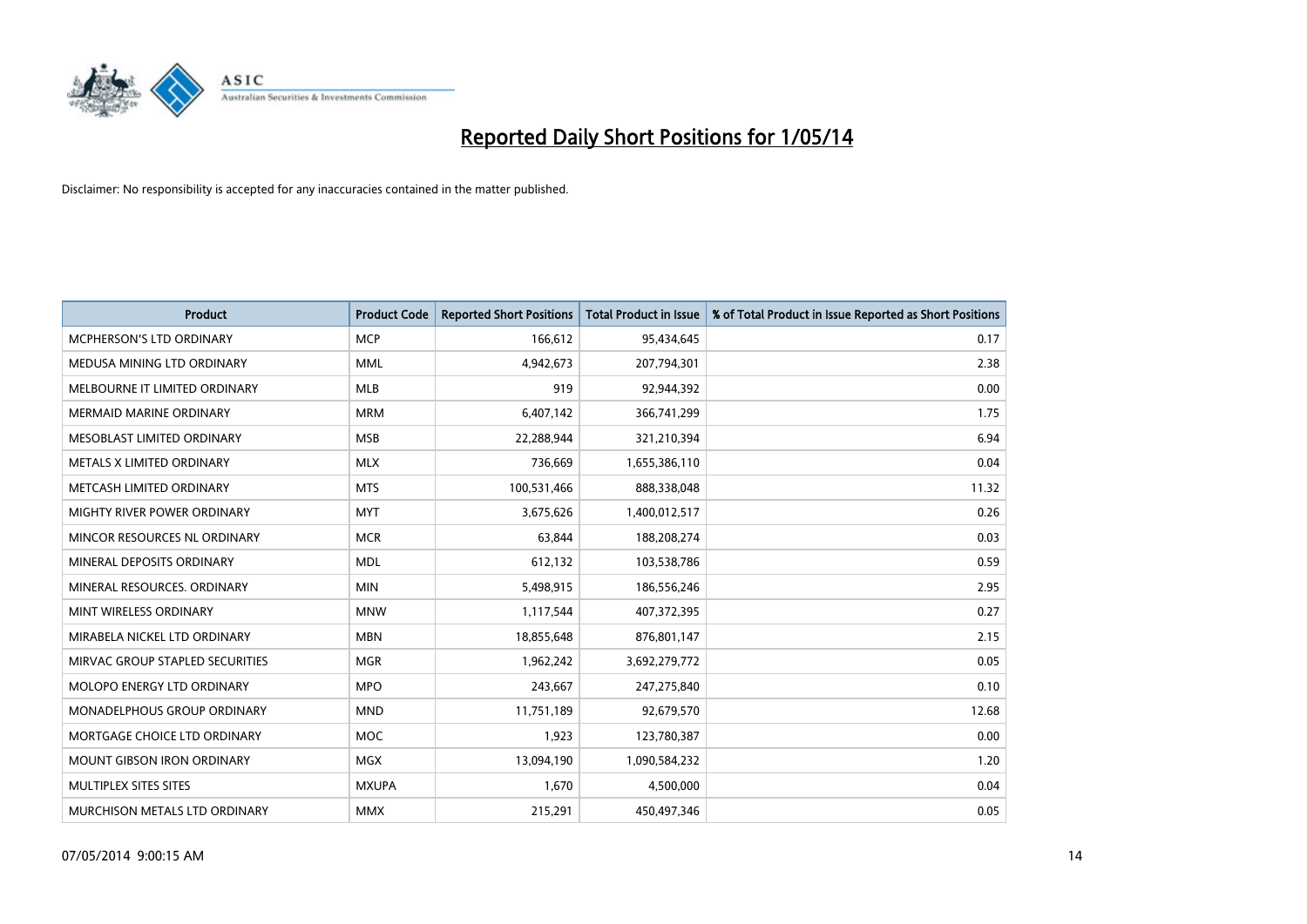# Reported Daily Short Positions for 1/05/14

Disclaimer: No responsibility is accepted for any inaccuracies contained in the matter published.

| Product | Product Code | Reported Short Positions | Total Product in Issue | % of Total Product in Issue Reported as Short Positions |
|---|---|---|---|---|
| MCPHERSON'S LTD ORDINARY | MCP | 166,612 | 95,434,645 | 0.17 |
| MEDUSA MINING LTD ORDINARY | MML | 4,942,673 | 207,794,301 | 2.38 |
| MELBOURNE IT LIMITED ORDINARY | MLB | 919 | 92,944,392 | 0.00 |
| MERMAID MARINE ORDINARY | MRM | 6,407,142 | 366,741,299 | 1.75 |
| MESOBLAST LIMITED ORDINARY | MSB | 22,288,944 | 321,210,394 | 6.94 |
| METALS X LIMITED ORDINARY | MLX | 736,669 | 1,655,386,110 | 0.04 |
| METCASH LIMITED ORDINARY | MTS | 100,531,466 | 888,338,048 | 11.32 |
| MIGHTY RIVER POWER ORDINARY | MYT | 3,675,626 | 1,400,012,517 | 0.26 |
| MINCOR RESOURCES NL ORDINARY | MCR | 63,844 | 188,208,274 | 0.03 |
| MINERAL DEPOSITS ORDINARY | MDL | 612,132 | 103,538,786 | 0.59 |
| MINERAL RESOURCES. ORDINARY | MIN | 5,498,915 | 186,556,246 | 2.95 |
| MINT WIRELESS ORDINARY | MNW | 1,117,544 | 407,372,395 | 0.27 |
| MIRABELA NICKEL LTD ORDINARY | MBN | 18,855,648 | 876,801,147 | 2.15 |
| MIRVAC GROUP STAPLED SECURITIES | MGR | 1,962,242 | 3,692,279,772 | 0.05 |
| MOLOPO ENERGY LTD ORDINARY | MPO | 243,667 | 247,275,840 | 0.10 |
| MONADELPHOUS GROUP ORDINARY | MND | 11,751,189 | 92,679,570 | 12.68 |
| MORTGAGE CHOICE LTD ORDINARY | MOC | 1,923 | 123,780,387 | 0.00 |
| MOUNT GIBSON IRON ORDINARY | MGX | 13,094,190 | 1,090,584,232 | 1.20 |
| MULTIPLEX SITES SITES | MXUPA | 1,670 | 4,500,000 | 0.04 |
| MURCHISON METALS LTD ORDINARY | MMX | 215,291 | 450,497,346 | 0.05 |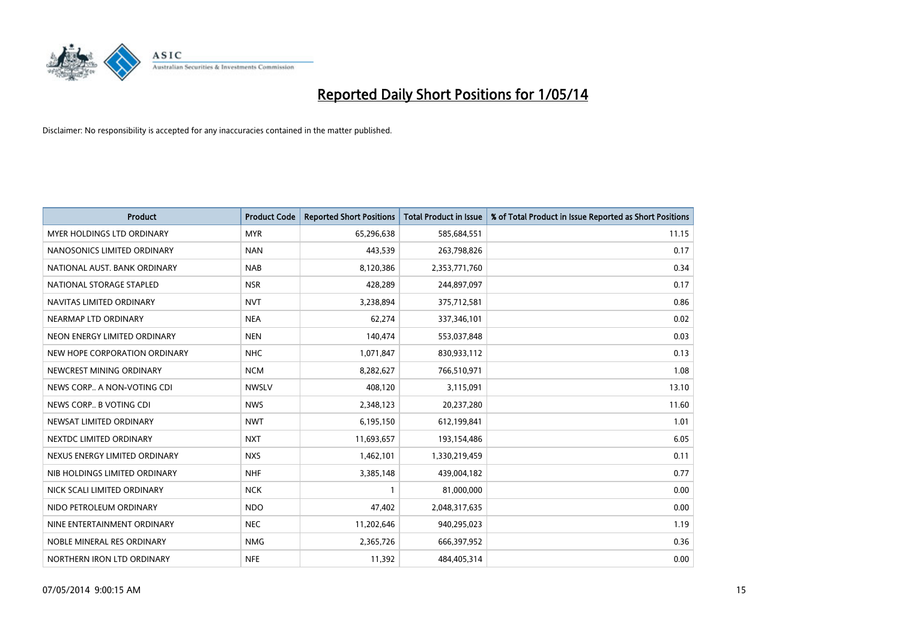# Reported Daily Short Positions for 1/05/14

Disclaimer: No responsibility is accepted for any inaccuracies contained in the matter published.

| Product | Product Code | Reported Short Positions | Total Product in Issue | % of Total Product in Issue Reported as Short Positions |
|---|---|---|---|---|
| MYER HOLDINGS LTD ORDINARY | MYR | 65,296,638 | 585,684,551 | 11.15 |
| NANOSONICS LIMITED ORDINARY | NAN | 443,539 | 263,798,826 | 0.17 |
| NATIONAL AUST. BANK ORDINARY | NAB | 8,120,386 | 2,353,771,760 | 0.34 |
| NATIONAL STORAGE STAPLED | NSR | 428,289 | 244,897,097 | 0.17 |
| NAVITAS LIMITED ORDINARY | NVT | 3,238,894 | 375,712,581 | 0.86 |
| NEARMAP LTD ORDINARY | NEA | 62,274 | 337,346,101 | 0.02 |
| NEON ENERGY LIMITED ORDINARY | NEN | 140,474 | 553,037,848 | 0.03 |
| NEW HOPE CORPORATION ORDINARY | NHC | 1,071,847 | 830,933,112 | 0.13 |
| NEWCREST MINING ORDINARY | NCM | 8,282,627 | 766,510,971 | 1.08 |
| NEWS CORP.. A NON-VOTING CDI | NWSLV | 408,120 | 3,115,091 | 13.10 |
| NEWS CORP.. B VOTING CDI | NWS | 2,348,123 | 20,237,280 | 11.60 |
| NEWSAT LIMITED ORDINARY | NWT | 6,195,150 | 612,199,841 | 1.01 |
| NEXTDC LIMITED ORDINARY | NXT | 11,693,657 | 193,154,486 | 6.05 |
| NEXUS ENERGY LIMITED ORDINARY | NXS | 1,462,101 | 1,330,219,459 | 0.11 |
| NIB HOLDINGS LIMITED ORDINARY | NHF | 3,385,148 | 439,004,182 | 0.77 |
| NICK SCALI LIMITED ORDINARY | NCK | 1 | 81,000,000 | 0.00 |
| NIDO PETROLEUM ORDINARY | NDO | 47,402 | 2,048,317,635 | 0.00 |
| NINE ENTERTAINMENT ORDINARY | NEC | 11,202,646 | 940,295,023 | 1.19 |
| NOBLE MINERAL RES ORDINARY | NMG | 2,365,726 | 666,397,952 | 0.36 |
| NORTHERN IRON LTD ORDINARY | NFE | 11,392 | 484,405,314 | 0.00 |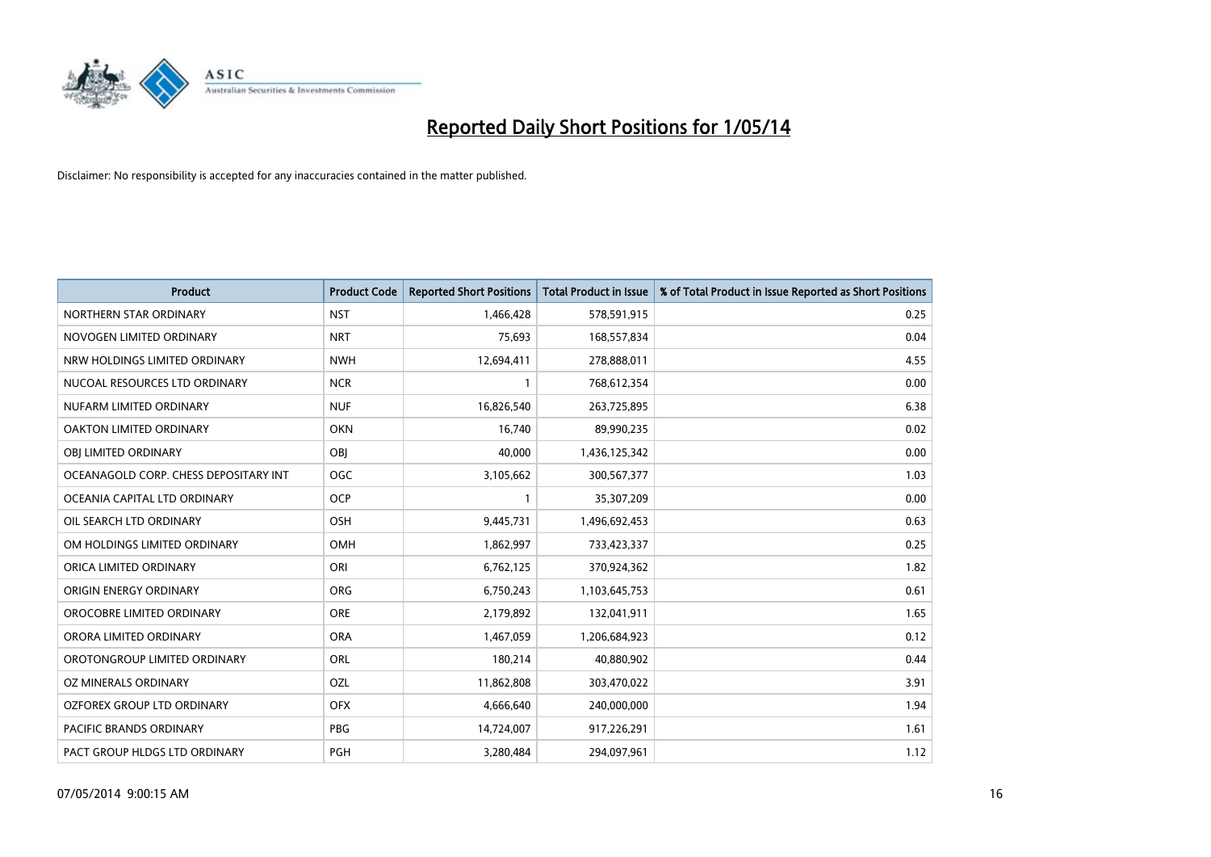# Reported Daily Short Positions for 1/05/14

Disclaimer: No responsibility is accepted for any inaccuracies contained in the matter published.

| Product | Product Code | Reported Short Positions | Total Product in Issue | % of Total Product in Issue Reported as Short Positions |
|---|---|---|---|---|
| NORTHERN STAR ORDINARY | NST | 1,466,428 | 578,591,915 | 0.25 |
| NOVOGEN LIMITED ORDINARY | NRT | 75,693 | 168,557,834 | 0.04 |
| NRW HOLDINGS LIMITED ORDINARY | NWH | 12,694,411 | 278,888,011 | 4.55 |
| NUCOAL RESOURCES LTD ORDINARY | NCR | 1 | 768,612,354 | 0.00 |
| NUFARM LIMITED ORDINARY | NUF | 16,826,540 | 263,725,895 | 6.38 |
| OAKTON LIMITED ORDINARY | OKN | 16,740 | 89,990,235 | 0.02 |
| OBJ LIMITED ORDINARY | OBJ | 40,000 | 1,436,125,342 | 0.00 |
| OCEANAGOLD CORP. CHESS DEPOSITARY INT | OGC | 3,105,662 | 300,567,377 | 1.03 |
| OCEANIA CAPITAL LTD ORDINARY | OCP | 1 | 35,307,209 | 0.00 |
| OIL SEARCH LTD ORDINARY | OSH | 9,445,731 | 1,496,692,453 | 0.63 |
| OM HOLDINGS LIMITED ORDINARY | OMH | 1,862,997 | 733,423,337 | 0.25 |
| ORICA LIMITED ORDINARY | ORI | 6,762,125 | 370,924,362 | 1.82 |
| ORIGIN ENERGY ORDINARY | ORG | 6,750,243 | 1,103,645,753 | 0.61 |
| OROCOBRE LIMITED ORDINARY | ORE | 2,179,892 | 132,041,911 | 1.65 |
| ORORA LIMITED ORDINARY | ORA | 1,467,059 | 1,206,684,923 | 0.12 |
| OROTONGROUP LIMITED ORDINARY | ORL | 180,214 | 40,880,902 | 0.44 |
| OZ MINERALS ORDINARY | OZL | 11,862,808 | 303,470,022 | 3.91 |
| OZFOREX GROUP LTD ORDINARY | OFX | 4,666,640 | 240,000,000 | 1.94 |
| PACIFIC BRANDS ORDINARY | PBG | 14,724,007 | 917,226,291 | 1.61 |
| PACT GROUP HLDGS LTD ORDINARY | PGH | 3,280,484 | 294,097,961 | 1.12 |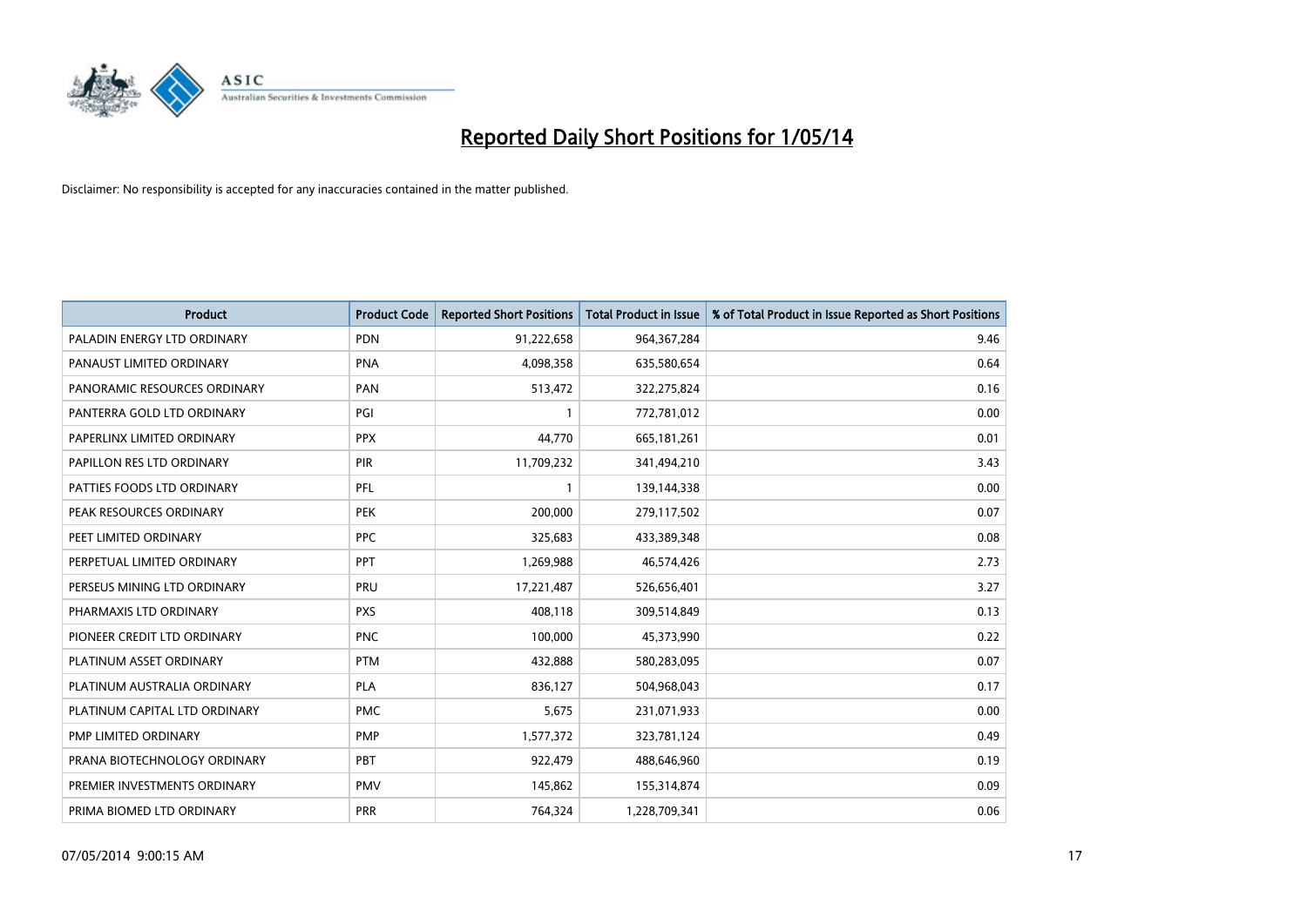# Reported Daily Short Positions for 1/05/14

Disclaimer: No responsibility is accepted for any inaccuracies contained in the matter published.

| Product | Product Code | Reported Short Positions | Total Product in Issue | % of Total Product in Issue Reported as Short Positions |
|---|---|---|---|---|
| PALADIN ENERGY LTD ORDINARY | PDN | 91,222,658 | 964,367,284 | 9.46 |
| PANAUST LIMITED ORDINARY | PNA | 4,098,358 | 635,580,654 | 0.64 |
| PANORAMIC RESOURCES ORDINARY | PAN | 513,472 | 322,275,824 | 0.16 |
| PANTERRA GOLD LTD ORDINARY | PGI | 1 | 772,781,012 | 0.00 |
| PAPERLINX LIMITED ORDINARY | PPX | 44,770 | 665,181,261 | 0.01 |
| PAPILLON RES LTD ORDINARY | PIR | 11,709,232 | 341,494,210 | 3.43 |
| PATTIES FOODS LTD ORDINARY | PFL | 1 | 139,144,338 | 0.00 |
| PEAK RESOURCES ORDINARY | PEK | 200,000 | 279,117,502 | 0.07 |
| PEET LIMITED ORDINARY | PPC | 325,683 | 433,389,348 | 0.08 |
| PERPETUAL LIMITED ORDINARY | PPT | 1,269,988 | 46,574,426 | 2.73 |
| PERSEUS MINING LTD ORDINARY | PRU | 17,221,487 | 526,656,401 | 3.27 |
| PHARMAXIS LTD ORDINARY | PXS | 408,118 | 309,514,849 | 0.13 |
| PIONEER CREDIT LTD ORDINARY | PNC | 100,000 | 45,373,990 | 0.22 |
| PLATINUM ASSET ORDINARY | PTM | 432,888 | 580,283,095 | 0.07 |
| PLATINUM AUSTRALIA ORDINARY | PLA | 836,127 | 504,968,043 | 0.17 |
| PLATINUM CAPITAL LTD ORDINARY | PMC | 5,675 | 231,071,933 | 0.00 |
| PMP LIMITED ORDINARY | PMP | 1,577,372 | 323,781,124 | 0.49 |
| PRANA BIOTECHNOLOGY ORDINARY | PBT | 922,479 | 488,646,960 | 0.19 |
| PREMIER INVESTMENTS ORDINARY | PMV | 145,862 | 155,314,874 | 0.09 |
| PRIMA BIOMED LTD ORDINARY | PRR | 764,324 | 1,228,709,341 | 0.06 |

07/05/2014 9:00:15 AM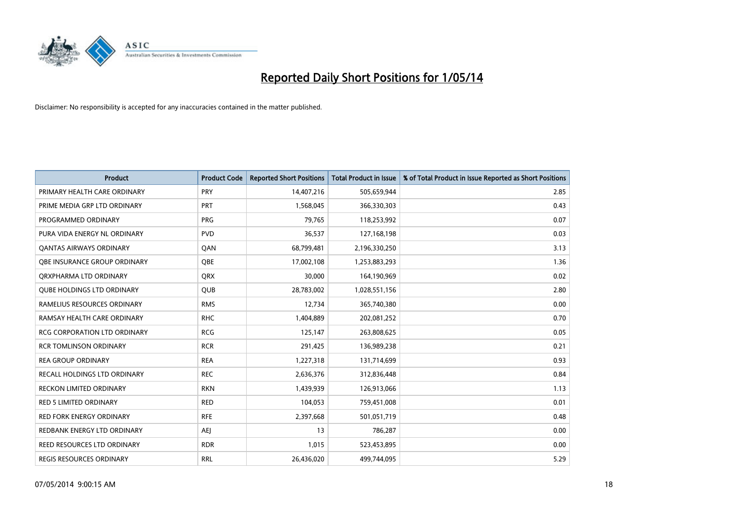# Reported Daily Short Positions for 1/05/14

Disclaimer: No responsibility is accepted for any inaccuracies contained in the matter published.

| Product | Product Code | Reported Short Positions | Total Product in Issue | % of Total Product in Issue Reported as Short Positions |
|---|---|---|---|---|
| PRIMARY HEALTH CARE ORDINARY | PRY | 14,407,216 | 505,659,944 | 2.85 |
| PRIME MEDIA GRP LTD ORDINARY | PRT | 1,568,045 | 366,330,303 | 0.43 |
| PROGRAMMED ORDINARY | PRG | 79,765 | 118,253,992 | 0.07 |
| PURA VIDA ENERGY NL ORDINARY | PVD | 36,537 | 127,168,198 | 0.03 |
| QANTAS AIRWAYS ORDINARY | QAN | 68,799,481 | 2,196,330,250 | 3.13 |
| QBE INSURANCE GROUP ORDINARY | QBE | 17,002,108 | 1,253,883,293 | 1.36 |
| QRXPHARMA LTD ORDINARY | QRX | 30,000 | 164,190,969 | 0.02 |
| QUBE HOLDINGS LTD ORDINARY | QUB | 28,783,002 | 1,028,551,156 | 2.80 |
| RAMELIUS RESOURCES ORDINARY | RMS | 12,734 | 365,740,380 | 0.00 |
| RAMSAY HEALTH CARE ORDINARY | RHC | 1,404,889 | 202,081,252 | 0.70 |
| RCG CORPORATION LTD ORDINARY | RCG | 125,147 | 263,808,625 | 0.05 |
| RCR TOMLINSON ORDINARY | RCR | 291,425 | 136,989,238 | 0.21 |
| REA GROUP ORDINARY | REA | 1,227,318 | 131,714,699 | 0.93 |
| RECALL HOLDINGS LTD ORDINARY | REC | 2,636,376 | 312,836,448 | 0.84 |
| RECKON LIMITED ORDINARY | RKN | 1,439,939 | 126,913,066 | 1.13 |
| RED 5 LIMITED ORDINARY | RED | 104,053 | 759,451,008 | 0.01 |
| RED FORK ENERGY ORDINARY | RFE | 2,397,668 | 501,051,719 | 0.48 |
| REDBANK ENERGY LTD ORDINARY | AEJ | 13 | 786,287 | 0.00 |
| REED RESOURCES LTD ORDINARY | RDR | 1,015 | 523,453,895 | 0.00 |
| REGIS RESOURCES ORDINARY | RRL | 26,436,020 | 499,744,095 | 5.29 |

07/05/2014 9:00:15 AM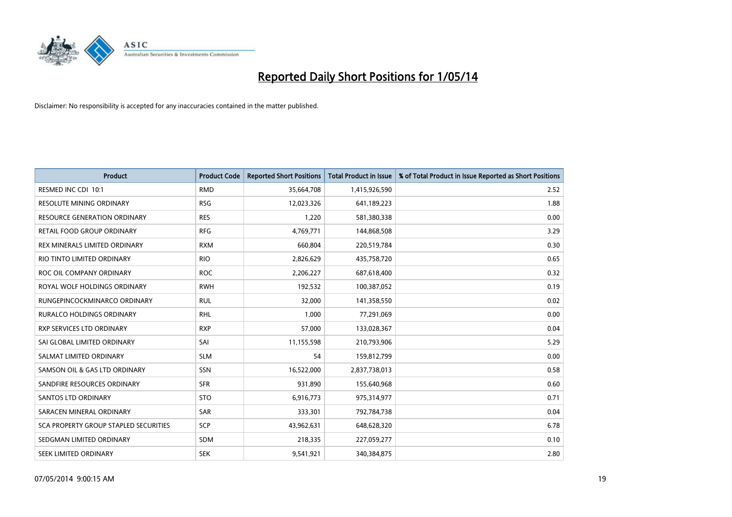# Reported Daily Short Positions for 1/05/14

Disclaimer: No responsibility is accepted for any inaccuracies contained in the matter published.

| Product | Product Code | Reported Short Positions | Total Product in Issue | % of Total Product in Issue Reported as Short Positions |
|---|---|---|---|---|
| RESMED INC CDI 10:1 | RMD | 35,664,708 | 1,415,926,590 | 2.52 |
| RESOLUTE MINING ORDINARY | RSG | 12,023,326 | 641,189,223 | 1.88 |
| RESOURCE GENERATION ORDINARY | RES | 1,220 | 581,380,338 | 0.00 |
| RETAIL FOOD GROUP ORDINARY | RFG | 4,769,771 | 144,868,508 | 3.29 |
| REX MINERALS LIMITED ORDINARY | RXM | 660,804 | 220,519,784 | 0.30 |
| RIO TINTO LIMITED ORDINARY | RIO | 2,826,629 | 435,758,720 | 0.65 |
| ROC OIL COMPANY ORDINARY | ROC | 2,206,227 | 687,618,400 | 0.32 |
| ROYAL WOLF HOLDINGS ORDINARY | RWH | 192,532 | 100,387,052 | 0.19 |
| RUNGEPINCOCKMINARCO ORDINARY | RUL | 32,000 | 141,358,550 | 0.02 |
| RURALCO HOLDINGS ORDINARY | RHL | 1,000 | 77,291,069 | 0.00 |
| RXP SERVICES LTD ORDINARY | RXP | 57,000 | 133,028,367 | 0.04 |
| SAI GLOBAL LIMITED ORDINARY | SAI | 11,155,598 | 210,793,906 | 5.29 |
| SALMAT LIMITED ORDINARY | SLM | 54 | 159,812,799 | 0.00 |
| SAMSON OIL & GAS LTD ORDINARY | SSN | 16,522,000 | 2,837,738,013 | 0.58 |
| SANDFIRE RESOURCES ORDINARY | SFR | 931,890 | 155,640,968 | 0.60 |
| SANTOS LTD ORDINARY | STO | 6,916,773 | 975,314,977 | 0.71 |
| SARACEN MINERAL ORDINARY | SAR | 333,301 | 792,784,738 | 0.04 |
| SCA PROPERTY GROUP STAPLED SECURITIES | SCP | 43,962,631 | 648,628,320 | 6.78 |
| SEDGMAN LIMITED ORDINARY | SDM | 218,335 | 227,059,277 | 0.10 |
| SEEK LIMITED ORDINARY | SEK | 9,541,921 | 340,384,875 | 2.80 |

07/05/2014 9:00:15 AM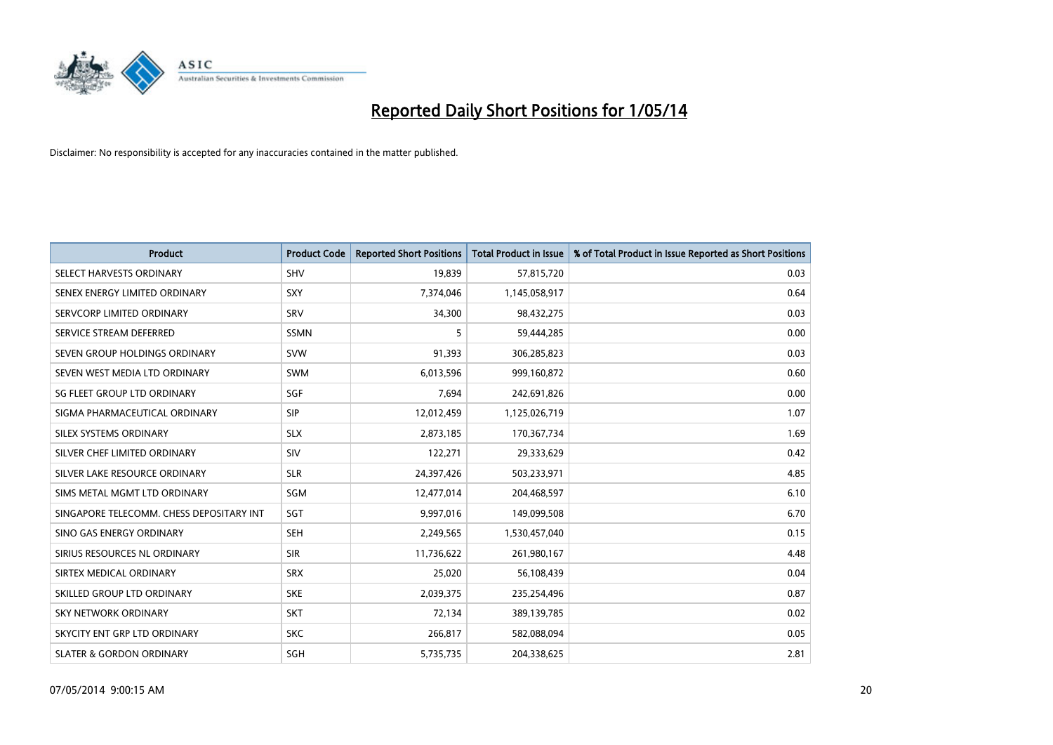# Reported Daily Short Positions for 1/05/14

Disclaimer: No responsibility is accepted for any inaccuracies contained in the matter published.

| Product | Product Code | Reported Short Positions | Total Product in Issue | % of Total Product in Issue Reported as Short Positions |
|---|---|---|---|---|
| SELECT HARVESTS ORDINARY | SHV | 19,839 | 57,815,720 | 0.03 |
| SENEX ENERGY LIMITED ORDINARY | SXY | 7,374,046 | 1,145,058,917 | 0.64 |
| SERVCORP LIMITED ORDINARY | SRV | 34,300 | 98,432,275 | 0.03 |
| SERVICE STREAM DEFERRED | SSMN | 5 | 59,444,285 | 0.00 |
| SEVEN GROUP HOLDINGS ORDINARY | SVW | 91,393 | 306,285,823 | 0.03 |
| SEVEN WEST MEDIA LTD ORDINARY | SWM | 6,013,596 | 999,160,872 | 0.60 |
| SG FLEET GROUP LTD ORDINARY | SGF | 7,694 | 242,691,826 | 0.00 |
| SIGMA PHARMACEUTICAL ORDINARY | SIP | 12,012,459 | 1,125,026,719 | 1.07 |
| SILEX SYSTEMS ORDINARY | SLX | 2,873,185 | 170,367,734 | 1.69 |
| SILVER CHEF LIMITED ORDINARY | SIV | 122,271 | 29,333,629 | 0.42 |
| SILVER LAKE RESOURCE ORDINARY | SLR | 24,397,426 | 503,233,971 | 4.85 |
| SIMS METAL MGMT LTD ORDINARY | SGM | 12,477,014 | 204,468,597 | 6.10 |
| SINGAPORE TELECOMM. CHESS DEPOSITARY INT | SGT | 9,997,016 | 149,099,508 | 6.70 |
| SINO GAS ENERGY ORDINARY | SEH | 2,249,565 | 1,530,457,040 | 0.15 |
| SIRIUS RESOURCES NL ORDINARY | SIR | 11,736,622 | 261,980,167 | 4.48 |
| SIRTEX MEDICAL ORDINARY | SRX | 25,020 | 56,108,439 | 0.04 |
| SKILLED GROUP LTD ORDINARY | SKE | 2,039,375 | 235,254,496 | 0.87 |
| SKY NETWORK ORDINARY | SKT | 72,134 | 389,139,785 | 0.02 |
| SKYCITY ENT GRP LTD ORDINARY | SKC | 266,817 | 582,088,094 | 0.05 |
| SLATER & GORDON ORDINARY | SGH | 5,735,735 | 204,338,625 | 2.81 |

07/05/2014 9:00:15 AM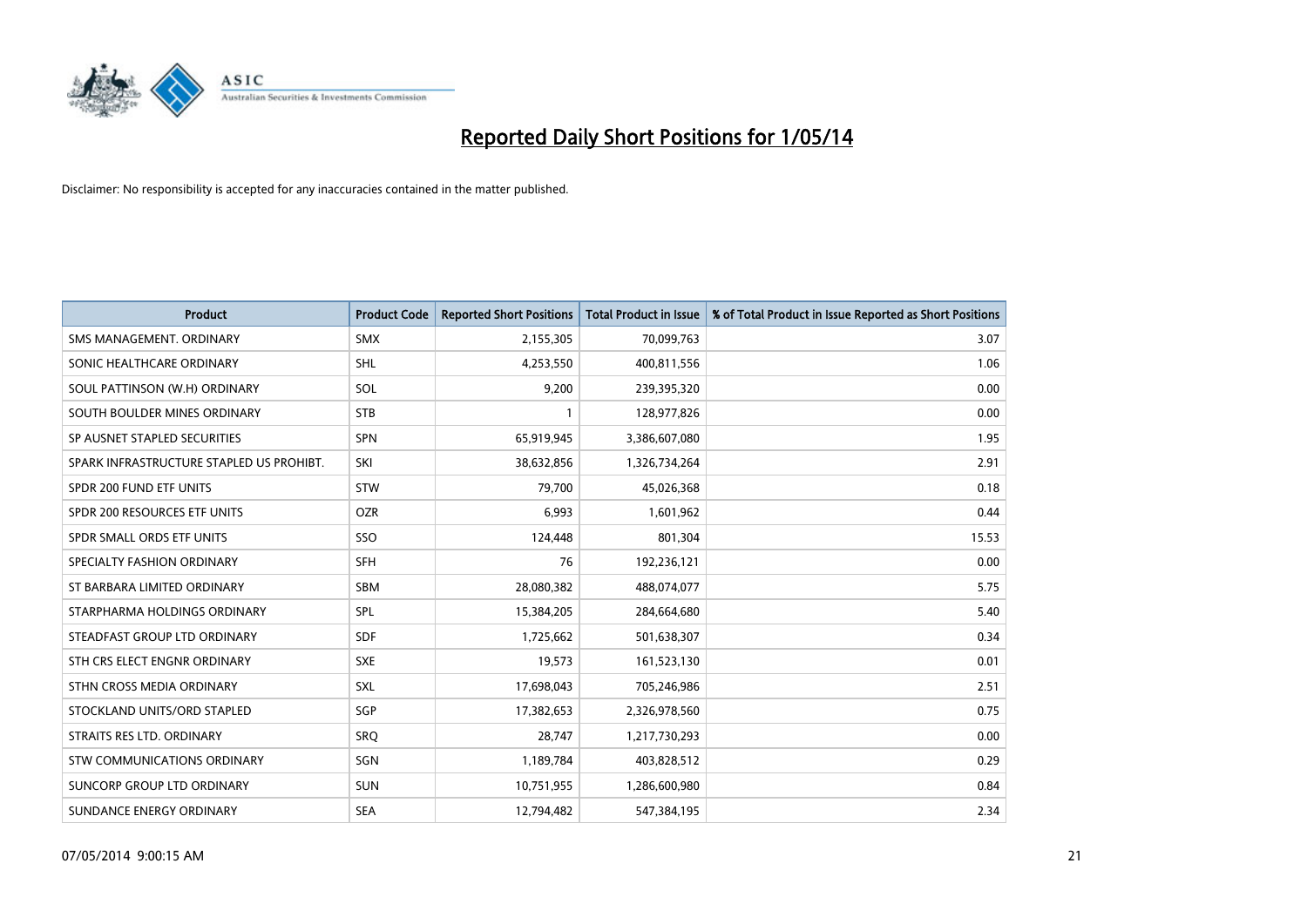# Reported Daily Short Positions for 1/05/14

Disclaimer: No responsibility is accepted for any inaccuracies contained in the matter published.

| Product | Product Code | Reported Short Positions | Total Product in Issue | % of Total Product in Issue Reported as Short Positions |
|---|---|---|---|---|
| SMS MANAGEMENT. ORDINARY | SMX | 2,155,305 | 70,099,763 | 3.07 |
| SONIC HEALTHCARE ORDINARY | SHL | 4,253,550 | 400,811,556 | 1.06 |
| SOUL PATTINSON (W.H) ORDINARY | SOL | 9,200 | 239,395,320 | 0.00 |
| SOUTH BOULDER MINES ORDINARY | STB | 1 | 128,977,826 | 0.00 |
| SP AUSNET STAPLED SECURITIES | SPN | 65,919,945 | 3,386,607,080 | 1.95 |
| SPARK INFRASTRUCTURE STAPLED US PROHIBT. | SKI | 38,632,856 | 1,326,734,264 | 2.91 |
| SPDR 200 FUND ETF UNITS | STW | 79,700 | 45,026,368 | 0.18 |
| SPDR 200 RESOURCES ETF UNITS | OZR | 6,993 | 1,601,962 | 0.44 |
| SPDR SMALL ORDS ETF UNITS | SSO | 124,448 | 801,304 | 15.53 |
| SPECIALTY FASHION ORDINARY | SFH | 76 | 192,236,121 | 0.00 |
| ST BARBARA LIMITED ORDINARY | SBM | 28,080,382 | 488,074,077 | 5.75 |
| STARPHARMA HOLDINGS ORDINARY | SPL | 15,384,205 | 284,664,680 | 5.40 |
| STEADFAST GROUP LTD ORDINARY | SDF | 1,725,662 | 501,638,307 | 0.34 |
| STH CRS ELECT ENGNR ORDINARY | SXE | 19,573 | 161,523,130 | 0.01 |
| STHN CROSS MEDIA ORDINARY | SXL | 17,698,043 | 705,246,986 | 2.51 |
| STOCKLAND UNITS/ORD STAPLED | SGP | 17,382,653 | 2,326,978,560 | 0.75 |
| STRAITS RES LTD. ORDINARY | SRQ | 28,747 | 1,217,730,293 | 0.00 |
| STW COMMUNICATIONS ORDINARY | SGN | 1,189,784 | 403,828,512 | 0.29 |
| SUNCORP GROUP LTD ORDINARY | SUN | 10,751,955 | 1,286,600,980 | 0.84 |
| SUNDANCE ENERGY ORDINARY | SEA | 12,794,482 | 547,384,195 | 2.34 |

07/05/2014 9:00:15 AM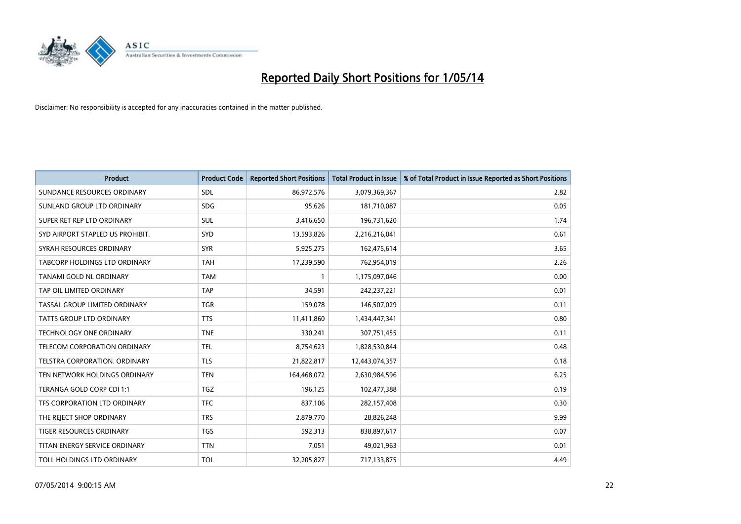# Reported Daily Short Positions for 1/05/14

Disclaimer: No responsibility is accepted for any inaccuracies contained in the matter published.

| Product | Product Code | Reported Short Positions | Total Product in Issue | % of Total Product in Issue Reported as Short Positions |
|---|---|---|---|---|
| SUNDANCE RESOURCES ORDINARY | SDL | 86,972,576 | 3,079,369,367 | 2.82 |
| SUNLAND GROUP LTD ORDINARY | SDG | 95,626 | 181,710,087 | 0.05 |
| SUPER RET REP LTD ORDINARY | SUL | 3,416,650 | 196,731,620 | 1.74 |
| SYD AIRPORT STAPLED US PROHIBIT. | SYD | 13,593,826 | 2,216,216,041 | 0.61 |
| SYRAH RESOURCES ORDINARY | SYR | 5,925,275 | 162,475,614 | 3.65 |
| TABCORP HOLDINGS LTD ORDINARY | TAH | 17,239,590 | 762,954,019 | 2.26 |
| TANAMI GOLD NL ORDINARY | TAM | 1 | 1,175,097,046 | 0.00 |
| TAP OIL LIMITED ORDINARY | TAP | 34,591 | 242,237,221 | 0.01 |
| TASSAL GROUP LIMITED ORDINARY | TGR | 159,078 | 146,507,029 | 0.11 |
| TATTS GROUP LTD ORDINARY | TTS | 11,411,860 | 1,434,447,341 | 0.80 |
| TECHNOLOGY ONE ORDINARY | TNE | 330,241 | 307,751,455 | 0.11 |
| TELECOM CORPORATION ORDINARY | TEL | 8,754,623 | 1,828,530,844 | 0.48 |
| TELSTRA CORPORATION. ORDINARY | TLS | 21,822,817 | 12,443,074,357 | 0.18 |
| TEN NETWORK HOLDINGS ORDINARY | TEN | 164,468,072 | 2,630,984,596 | 6.25 |
| TERANGA GOLD CORP CDI 1:1 | TGZ | 196,125 | 102,477,388 | 0.19 |
| TFS CORPORATION LTD ORDINARY | TFC | 837,106 | 282,157,408 | 0.30 |
| THE REJECT SHOP ORDINARY | TRS | 2,879,770 | 28,826,248 | 9.99 |
| TIGER RESOURCES ORDINARY | TGS | 592,313 | 838,897,617 | 0.07 |
| TITAN ENERGY SERVICE ORDINARY | TTN | 7,051 | 49,021,963 | 0.01 |
| TOLL HOLDINGS LTD ORDINARY | TOL | 32,205,827 | 717,133,875 | 4.49 |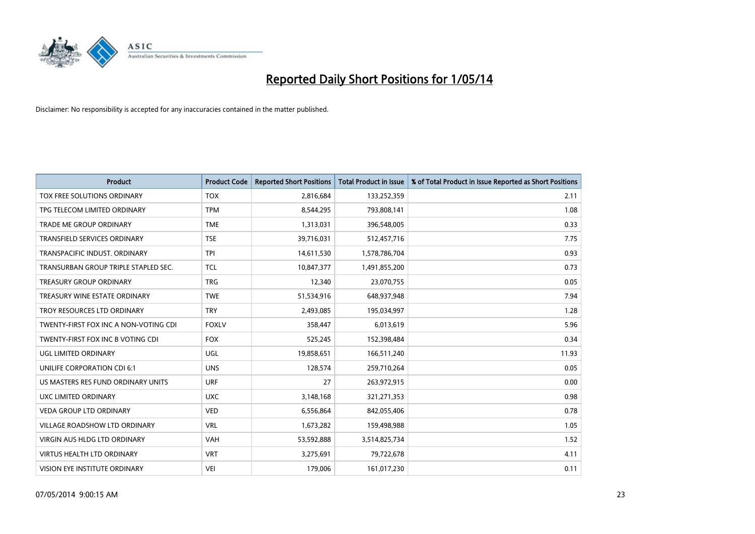# Reported Daily Short Positions for 1/05/14

Disclaimer: No responsibility is accepted for any inaccuracies contained in the matter published.

| Product | Product Code | Reported Short Positions | Total Product in Issue | % of Total Product in Issue Reported as Short Positions |
|---|---|---|---|---|
| TOX FREE SOLUTIONS ORDINARY | TOX | 2,816,684 | 133,252,359 | 2.11 |
| TPG TELECOM LIMITED ORDINARY | TPM | 8,544,295 | 793,808,141 | 1.08 |
| TRADE ME GROUP ORDINARY | TME | 1,313,031 | 396,548,005 | 0.33 |
| TRANSFIELD SERVICES ORDINARY | TSE | 39,716,031 | 512,457,716 | 7.75 |
| TRANSPACIFIC INDUST. ORDINARY | TPI | 14,611,530 | 1,578,786,704 | 0.93 |
| TRANSURBAN GROUP TRIPLE STAPLED SEC. | TCL | 10,847,377 | 1,491,855,200 | 0.73 |
| TREASURY GROUP ORDINARY | TRG | 12,340 | 23,070,755 | 0.05 |
| TREASURY WINE ESTATE ORDINARY | TWE | 51,534,916 | 648,937,948 | 7.94 |
| TROY RESOURCES LTD ORDINARY | TRY | 2,493,085 | 195,034,997 | 1.28 |
| TWENTY-FIRST FOX INC A NON-VOTING CDI | FOXLV | 358,447 | 6,013,619 | 5.96 |
| TWENTY-FIRST FOX INC B VOTING CDI | FOX | 525,245 | 152,398,484 | 0.34 |
| UGL LIMITED ORDINARY | UGL | 19,858,651 | 166,511,240 | 11.93 |
| UNILIFE CORPORATION CDI 6:1 | UNS | 128,574 | 259,710,264 | 0.05 |
| US MASTERS RES FUND ORDINARY UNITS | URF | 27 | 263,972,915 | 0.00 |
| UXC LIMITED ORDINARY | UXC | 3,148,168 | 321,271,353 | 0.98 |
| VEDA GROUP LTD ORDINARY | VED | 6,556,864 | 842,055,406 | 0.78 |
| VILLAGE ROADSHOW LTD ORDINARY | VRL | 1,673,282 | 159,498,988 | 1.05 |
| VIRGIN AUS HLDG LTD ORDINARY | VAH | 53,592,888 | 3,514,825,734 | 1.52 |
| VIRTUS HEALTH LTD ORDINARY | VRT | 3,275,691 | 79,722,678 | 4.11 |
| VISION EYE INSTITUTE ORDINARY | VEI | 179,006 | 161,017,230 | 0.11 |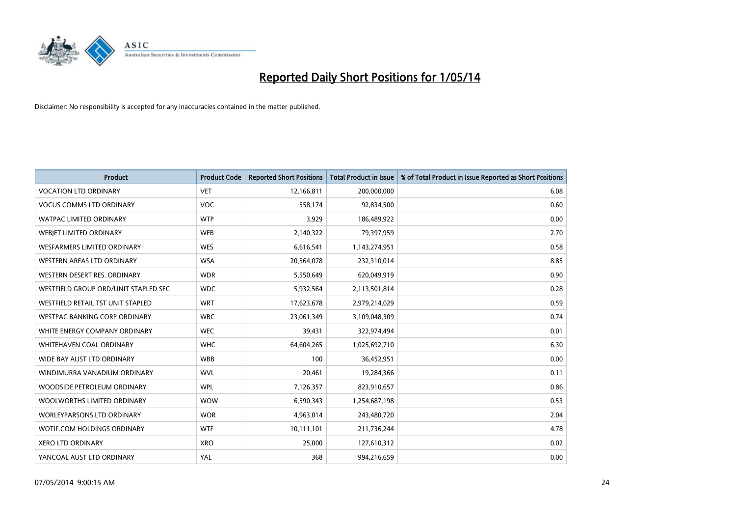# Reported Daily Short Positions for 1/05/14

Disclaimer: No responsibility is accepted for any inaccuracies contained in the matter published.

| Product | Product Code | Reported Short Positions | Total Product in Issue | % of Total Product in Issue Reported as Short Positions |
|---|---|---|---|---|
| VOCATION LTD ORDINARY | VET | 12,166,811 | 200,000,000 | 6.08 |
| VOCUS COMMS LTD ORDINARY | VOC | 558,174 | 92,834,500 | 0.60 |
| WATPAC LIMITED ORDINARY | WTP | 3,929 | 186,489,922 | 0.00 |
| WEBJET LIMITED ORDINARY | WEB | 2,140,322 | 79,397,959 | 2.70 |
| WESFARMERS LIMITED ORDINARY | WES | 6,616,541 | 1,143,274,951 | 0.58 |
| WESTERN AREAS LTD ORDINARY | WSA | 20,564,078 | 232,310,014 | 8.85 |
| WESTERN DESERT RES. ORDINARY | WDR | 5,550,649 | 620,049,919 | 0.90 |
| WESTFIELD GROUP ORD/UNIT STAPLED SEC | WDC | 5,932,564 | 2,113,501,814 | 0.28 |
| WESTFIELD RETAIL TST UNIT STAPLED | WRT | 17,623,678 | 2,979,214,029 | 0.59 |
| WESTPAC BANKING CORP ORDINARY | WBC | 23,061,349 | 3,109,048,309 | 0.74 |
| WHITE ENERGY COMPANY ORDINARY | WEC | 39,431 | 322,974,494 | 0.01 |
| WHITEHAVEN COAL ORDINARY | WHC | 64,604,265 | 1,025,692,710 | 6.30 |
| WIDE BAY AUST LTD ORDINARY | WBB | 100 | 36,452,951 | 0.00 |
| WINDIMURRA VANADIUM ORDINARY | WVL | 20,461 | 19,284,366 | 0.11 |
| WOODSIDE PETROLEUM ORDINARY | WPL | 7,126,357 | 823,910,657 | 0.86 |
| WOOLWORTHS LIMITED ORDINARY | WOW | 6,590,343 | 1,254,687,198 | 0.53 |
| WORLEYPARSONS LTD ORDINARY | WOR | 4,963,014 | 243,480,720 | 2.04 |
| WOTIF.COM HOLDINGS ORDINARY | WTF | 10,111,101 | 211,736,244 | 4.78 |
| XERO LTD ORDINARY | XRO | 25,000 | 127,610,312 | 0.02 |
| YANCOAL AUST LTD ORDINARY | YAL | 368 | 994,216,659 | 0.00 |

07/05/2014 9:00:15 AM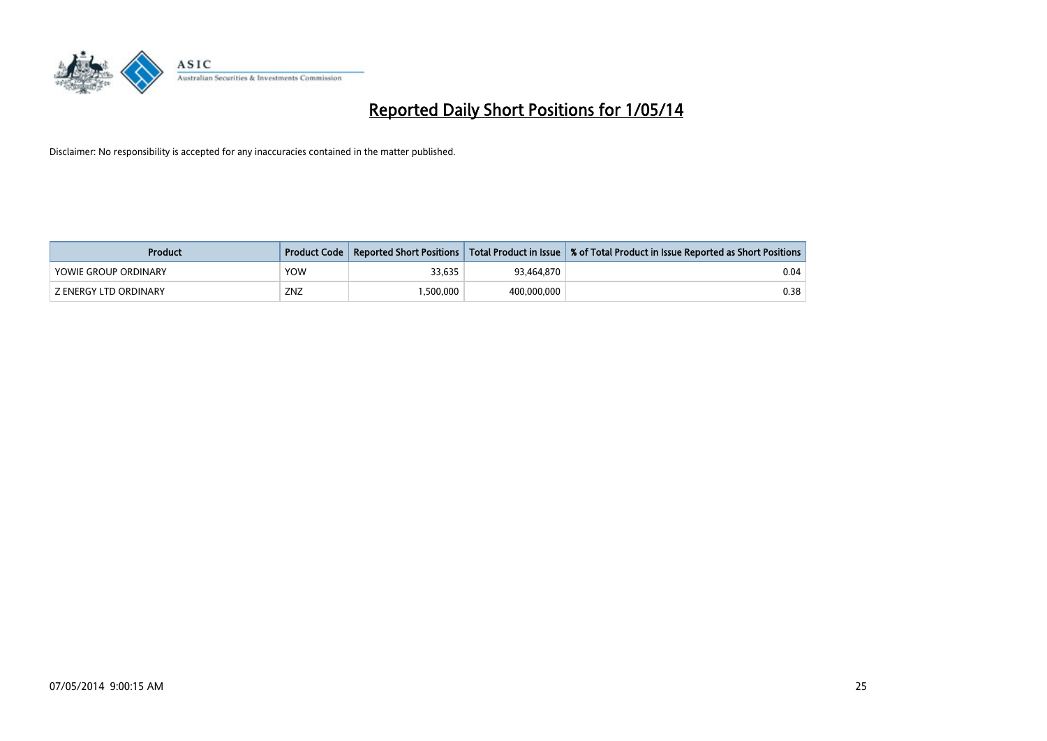# Reported Daily Short Positions for 1/05/14

Disclaimer: No responsibility is accepted for any inaccuracies contained in the matter published.

| Product | Product Code | Reported Short Positions | Total Product in Issue | % of Total Product in Issue Reported as Short Positions |
|---|---|---|---|---|
| YOWIE GROUP ORDINARY | YOW | 33,635 | 93,464,870 | 0.04 |
| Z ENERGY LTD ORDINARY | ZNZ | 1,500,000 | 400,000,000 | 0.38 |

07/05/2014 9:00:15 AM